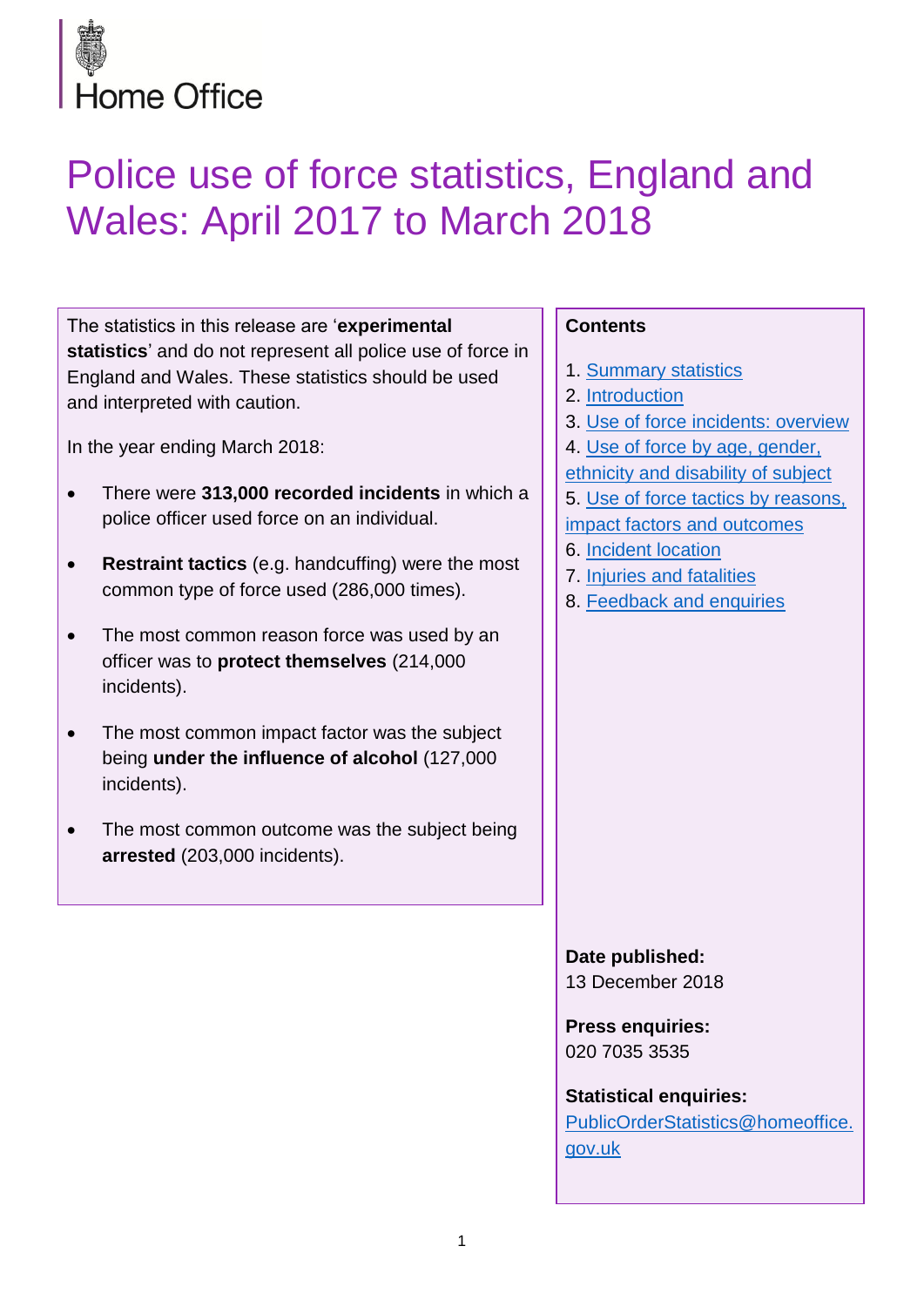Home Office

# Police use of force statistics, England and Wales: April 2017 to March 2018

The statistics in this release are '**experimental statistics**' and do not represent all police use of force in England and Wales. These statistics should be used and interpreted with caution.

In the year ending March 2018:

- There were **313,000 recorded incidents** in which a police officer used force on an individual.
- **Restraint tactics** (e.g. handcuffing) were the most common type of force used (286,000 times).
- The most common reason force was used by an officer was to **protect themselves** (214,000 incidents).
- The most common impact factor was the subject being **under the influence of alcohol** (127,000 incidents).
- The most common outcome was the subject being **arrested** (203,000 incidents).

**Contents**

1. Summary statistics
2. Introduction
3. Use of force incidents: overview
4. Use of force by age, gender, ethnicity and disability of subject
5. Use of force tactics by reasons, impact factors and outcomes
6. Incident location
7. Injuries and fatalities
8. Feedback and enquiries

**Date published:**
13 December 2018

**Press enquiries:**
020 7035 3535

**Statistical enquiries:**
PublicOrderStatistics@homeoffice.gov.uk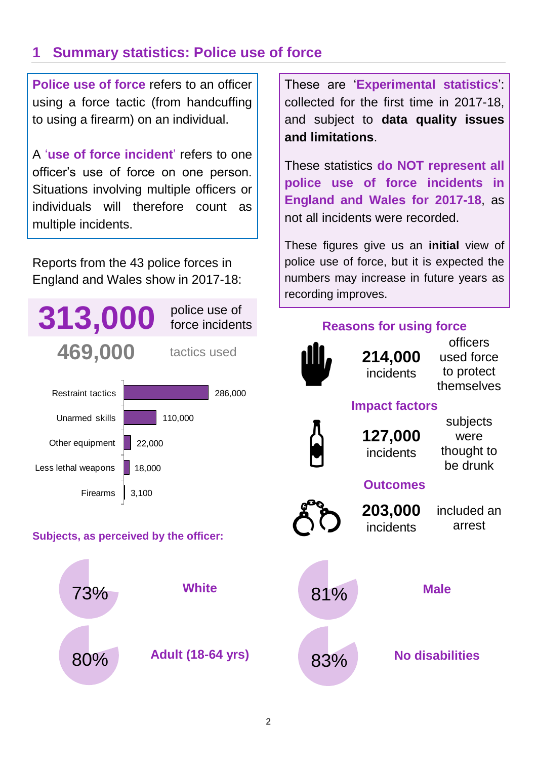## 1 Summary statistics: Police use of force

**Police use of force** refers to an officer using a force tactic (from handcuffing to using a firearm) on an individual.

A '**use of force incident**' refers to one officer's use of force on one person. Situations involving multiple officers or individuals will therefore count as multiple incidents.

These are '**Experimental statistics**': collected for the first time in 2017-18, and subject to **data quality issues and limitations**.

These statistics **do NOT represent all police use of force incidents in England and Wales for 2017-18**, as not all incidents were recorded.

These figures give us an **initial** view of police use of force, but it is expected the numbers may increase in future years as recording improves.

Reports from the 43 police forces in England and Wales show in 2017-18:

**313,000** police use of force incidents

**469,000** tactics used

| Tactic | Number |
|---|---|
| Restraint tactics | 286,000 |
| Unarmed skills | 110,000 |
| Other equipment | 22,000 |
| Less lethal weapons | 18,000 |
| Firearms | 3,100 |

**Reasons for using force**

**214,000** incidents — officers used force to protect themselves

**Impact factors**

**127,000** incidents — subjects were thought to be drunk

**Outcomes**

**203,000** incidents — included an arrest

**Subjects, as perceived by the officer:**

- 73% **White**
- 80% **Adult (18-64 yrs)**
- 81% **Male**
- 83% **No disabilities**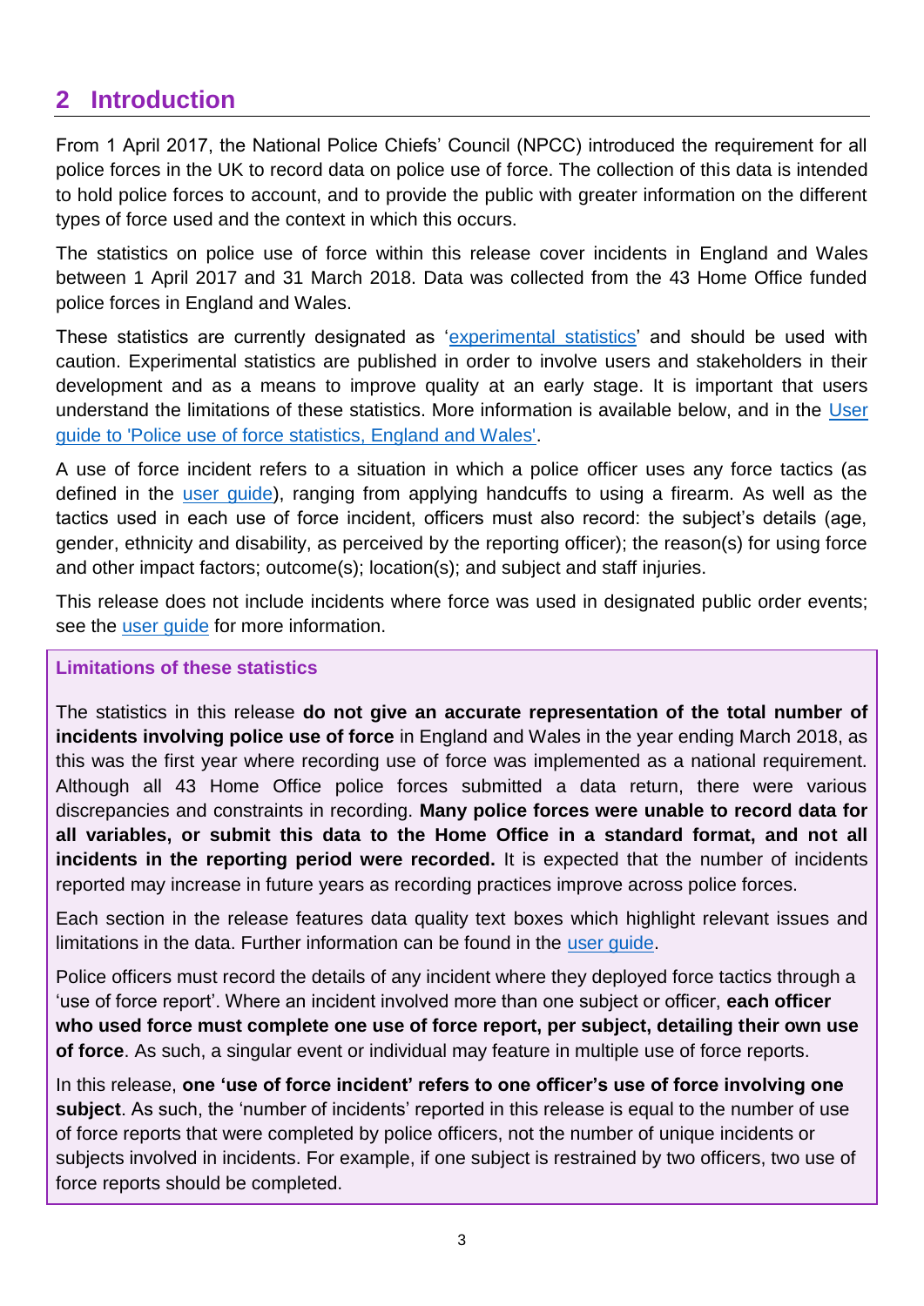## 2 Introduction

From 1 April 2017, the National Police Chiefs' Council (NPCC) introduced the requirement for all police forces in the UK to record data on police use of force. The collection of this data is intended to hold police forces to account, and to provide the public with greater information on the different types of force used and the context in which this occurs.

The statistics on police use of force within this release cover incidents in England and Wales between 1 April 2017 and 31 March 2018. Data was collected from the 43 Home Office funded police forces in England and Wales.

These statistics are currently designated as 'experimental statistics' and should be used with caution. Experimental statistics are published in order to involve users and stakeholders in their development and as a means to improve quality at an early stage. It is important that users understand the limitations of these statistics. More information is available below, and in the User guide to 'Police use of force statistics, England and Wales'.

A use of force incident refers to a situation in which a police officer uses any force tactics (as defined in the user guide), ranging from applying handcuffs to using a firearm. As well as the tactics used in each use of force incident, officers must also record: the subject's details (age, gender, ethnicity and disability, as perceived by the reporting officer); the reason(s) for using force and other impact factors; outcome(s); location(s); and subject and staff injuries.

This release does not include incidents where force was used in designated public order events; see the user guide for more information.

**Limitations of these statistics**

The statistics in this release **do not give an accurate representation of the total number of incidents involving police use of force** in England and Wales in the year ending March 2018, as this was the first year where recording use of force was implemented as a national requirement. Although all 43 Home Office police forces submitted a data return, there were various discrepancies and constraints in recording. **Many police forces were unable to record data for all variables, or submit this data to the Home Office in a standard format, and not all incidents in the reporting period were recorded.** It is expected that the number of incidents reported may increase in future years as recording practices improve across police forces.

Each section in the release features data quality text boxes which highlight relevant issues and limitations in the data. Further information can be found in the user guide.

Police officers must record the details of any incident where they deployed force tactics through a 'use of force report'. Where an incident involved more than one subject or officer, **each officer who used force must complete one use of force report, per subject, detailing their own use of force**. As such, a singular event or individual may feature in multiple use of force reports.

In this release, **one 'use of force incident' refers to one officer's use of force involving one subject**. As such, the 'number of incidents' reported in this release is equal to the number of use of force reports that were completed by police officers, not the number of unique incidents or subjects involved in incidents. For example, if one subject is restrained by two officers, two use of force reports should be completed.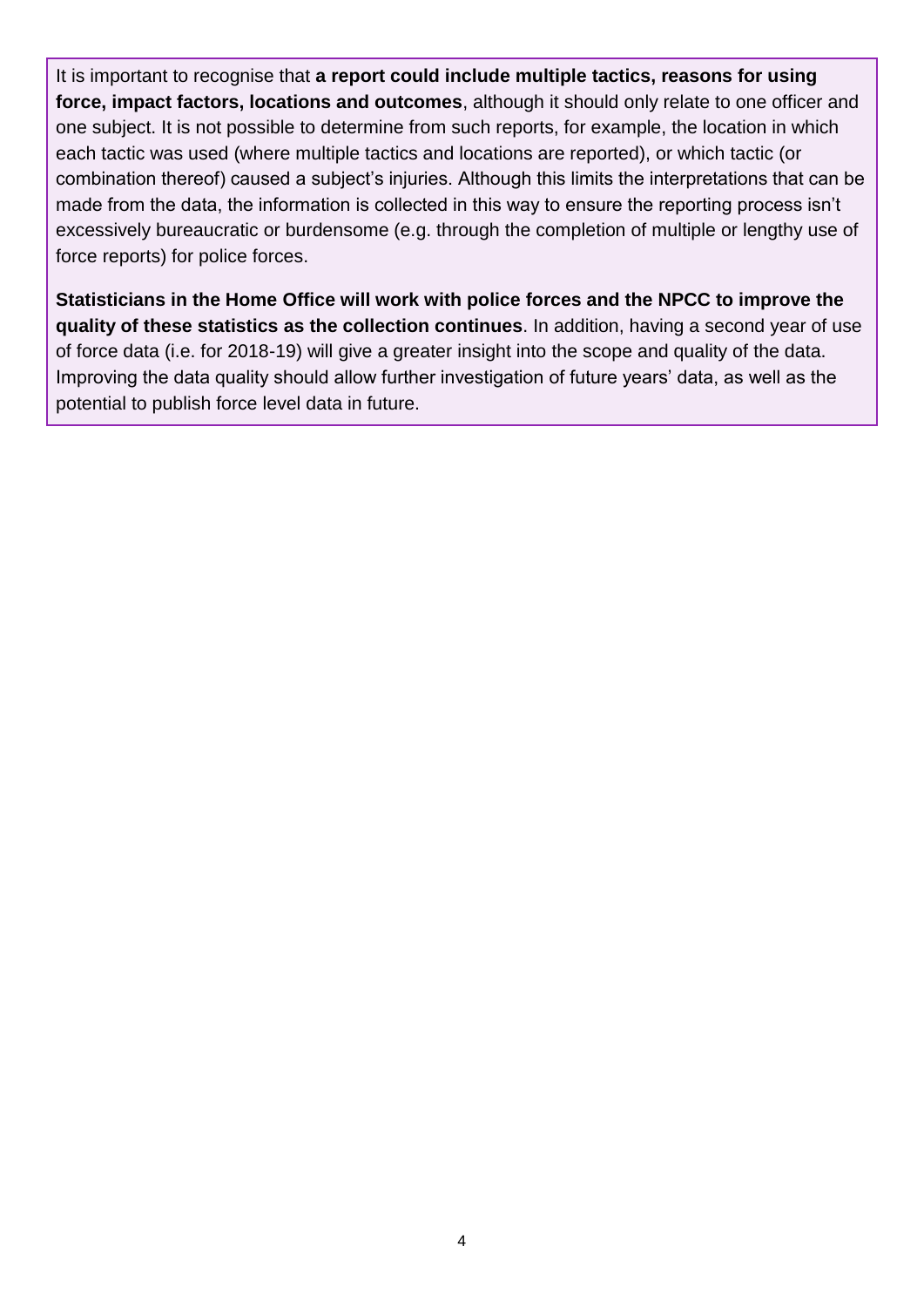It is important to recognise that **a report could include multiple tactics, reasons for using force, impact factors, locations and outcomes**, although it should only relate to one officer and one subject. It is not possible to determine from such reports, for example, the location in which each tactic was used (where multiple tactics and locations are reported), or which tactic (or combination thereof) caused a subject's injuries. Although this limits the interpretations that can be made from the data, the information is collected in this way to ensure the reporting process isn't excessively bureaucratic or burdensome (e.g. through the completion of multiple or lengthy use of force reports) for police forces.

**Statisticians in the Home Office will work with police forces and the NPCC to improve the quality of these statistics as the collection continues**. In addition, having a second year of use of force data (i.e. for 2018-19) will give a greater insight into the scope and quality of the data. Improving the data quality should allow further investigation of future years' data, as well as the potential to publish force level data in future.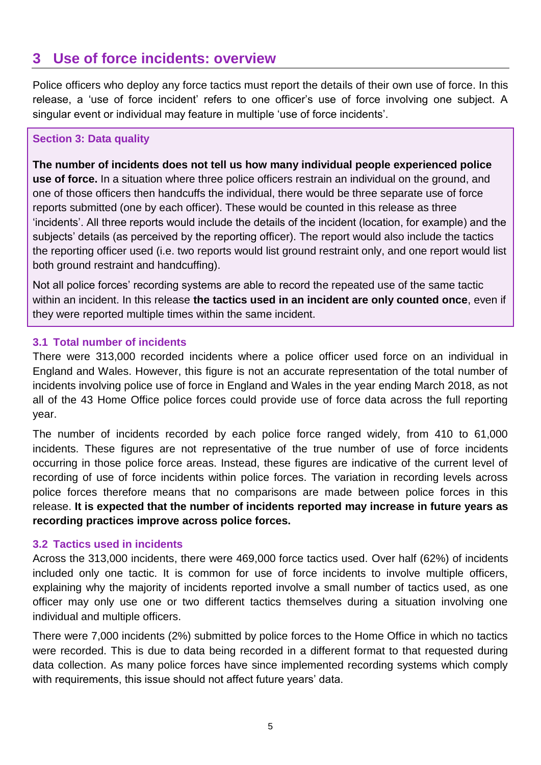## 3 Use of force incidents: overview

Police officers who deploy any force tactics must report the details of their own use of force. In this release, a 'use of force incident' refers to one officer's use of force involving one subject. A singular event or individual may feature in multiple 'use of force incidents'.

**Section 3: Data quality**

**The number of incidents does not tell us how many individual people experienced police use of force.** In a situation where three police officers restrain an individual on the ground, and one of those officers then handcuffs the individual, there would be three separate use of force reports submitted (one by each officer). These would be counted in this release as three 'incidents'. All three reports would include the details of the incident (location, for example) and the subjects' details (as perceived by the reporting officer). The report would also include the tactics the reporting officer used (i.e. two reports would list ground restraint only, and one report would list both ground restraint and handcuffing).

Not all police forces' recording systems are able to record the repeated use of the same tactic within an incident. In this release **the tactics used in an incident are only counted once**, even if they were reported multiple times within the same incident.

### 3.1 Total number of incidents

There were 313,000 recorded incidents where a police officer used force on an individual in England and Wales. However, this figure is not an accurate representation of the total number of incidents involving police use of force in England and Wales in the year ending March 2018, as not all of the 43 Home Office police forces could provide use of force data across the full reporting year.

The number of incidents recorded by each police force ranged widely, from 410 to 61,000 incidents. These figures are not representative of the true number of use of force incidents occurring in those police force areas. Instead, these figures are indicative of the current level of recording of use of force incidents within police forces. The variation in recording levels across police forces therefore means that no comparisons are made between police forces in this release. **It is expected that the number of incidents reported may increase in future years as recording practices improve across police forces.**

### 3.2 Tactics used in incidents

Across the 313,000 incidents, there were 469,000 force tactics used. Over half (62%) of incidents included only one tactic. It is common for use of force incidents to involve multiple officers, explaining why the majority of incidents reported involve a small number of tactics used, as one officer may only use one or two different tactics themselves during a situation involving one individual and multiple officers.

There were 7,000 incidents (2%) submitted by police forces to the Home Office in which no tactics were recorded. This is due to data being recorded in a different format to that requested during data collection. As many police forces have since implemented recording systems which comply with requirements, this issue should not affect future years' data.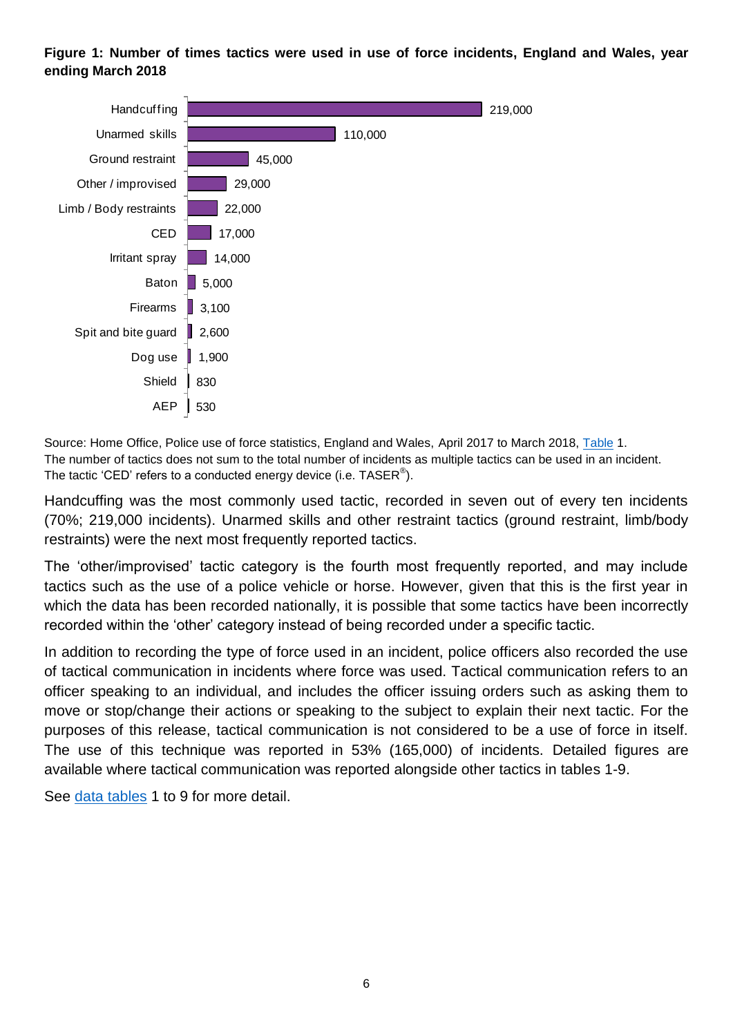**Figure 1: Number of times tactics were used in use of force incidents, England and Wales, year ending March 2018**

| Tactic | Number of times used |
|---|---|
| Handcuffing | 219,000 |
| Unarmed skills | 110,000 |
| Ground restraint | 45,000 |
| Other / improvised | 29,000 |
| Limb / Body restraints | 22,000 |
| CED | 17,000 |
| Irritant spray | 14,000 |
| Baton | 5,000 |
| Firearms | 3,100 |
| Spit and bite guard | 2,600 |
| Dog use | 1,900 |
| Shield | 830 |
| AEP | 530 |

Source: Home Office, Police use of force statistics, England and Wales, April 2017 to March 2018, Table 1.
The number of tactics does not sum to the total number of incidents as multiple tactics can be used in an incident.
The tactic 'CED' refers to a conducted energy device (i.e. TASER®).

Handcuffing was the most commonly used tactic, recorded in seven out of every ten incidents (70%; 219,000 incidents). Unarmed skills and other restraint tactics (ground restraint, limb/body restraints) were the next most frequently reported tactics.

The 'other/improvised' tactic category is the fourth most frequently reported, and may include tactics such as the use of a police vehicle or horse. However, given that this is the first year in which the data has been recorded nationally, it is possible that some tactics have been incorrectly recorded within the 'other' category instead of being recorded under a specific tactic.

In addition to recording the type of force used in an incident, police officers also recorded the use of tactical communication in incidents where force was used. Tactical communication refers to an officer speaking to an individual, and includes the officer issuing orders such as asking them to move or stop/change their actions or speaking to the subject to explain their next tactic. For the purposes of this release, tactical communication is not considered to be a use of force in itself. The use of this technique was reported in 53% (165,000) of incidents. Detailed figures are available where tactical communication was reported alongside other tactics in tables 1-9.

See data tables 1 to 9 for more detail.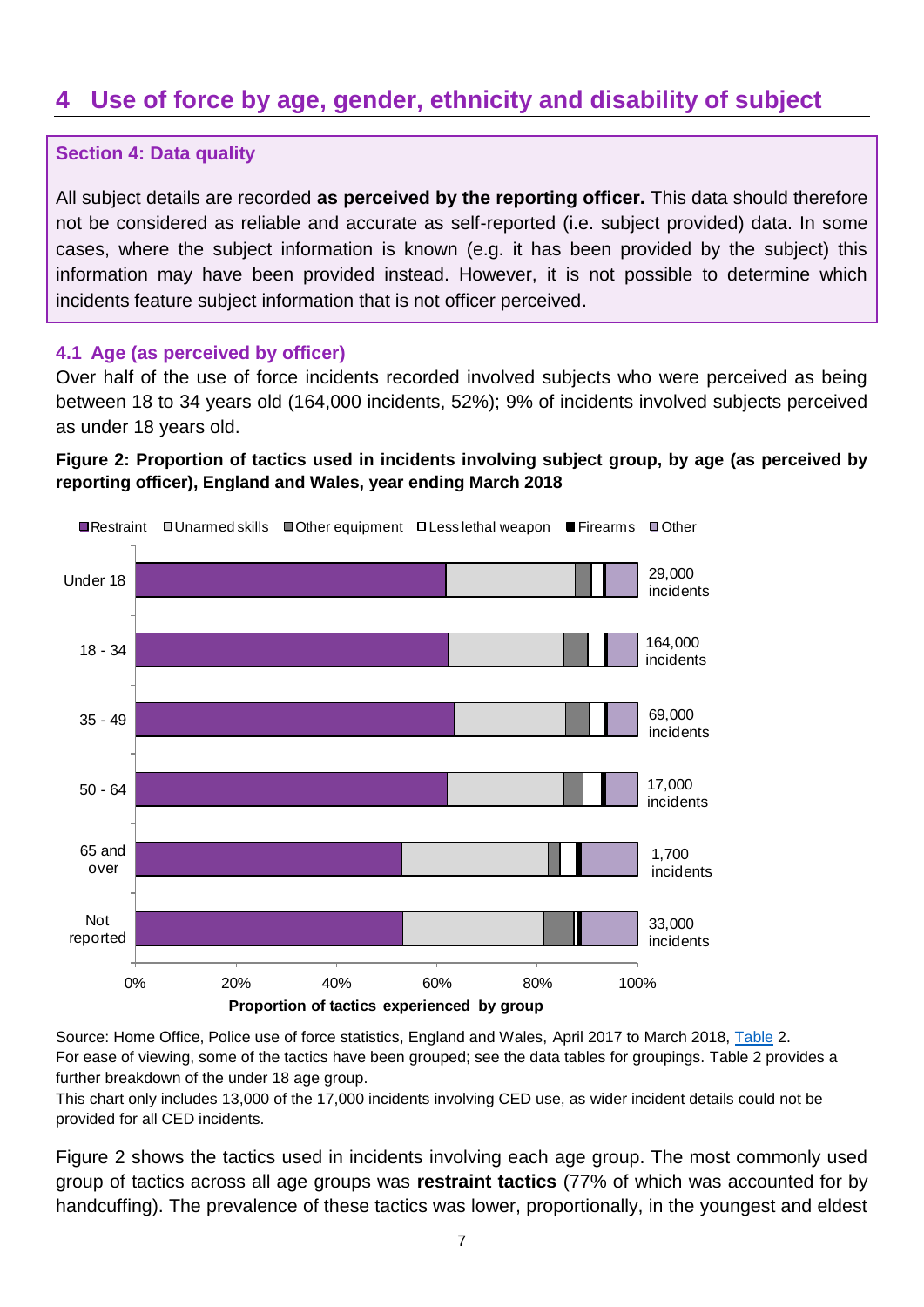# 4 Use of force by age, gender, ethnicity and disability of subject

**Section 4: Data quality**

All subject details are recorded **as perceived by the reporting officer.** This data should therefore not be considered as reliable and accurate as self-reported (i.e. subject provided) data. In some cases, where the subject information is known (e.g. it has been provided by the subject) this information may have been provided instead. However, it is not possible to determine which incidents feature subject information that is not officer perceived.

## 4.1 Age (as perceived by officer)

Over half of the use of force incidents recorded involved subjects who were perceived as being between 18 to 34 years old (164,000 incidents, 52%); 9% of incidents involved subjects perceived as under 18 years old.

**Figure 2: Proportion of tactics used in incidents involving subject group, by age (as perceived by reporting officer), England and Wales, year ending March 2018**

Legend: Restraint, Unarmed skills, Other equipment, Less lethal weapon, Firearms, Other

| Age group | Incidents |
|---|---|
| Under 18 | 29,000 incidents |
| 18 - 34 | 164,000 incidents |
| 35 - 49 | 69,000 incidents |
| 50 - 64 | 17,000 incidents |
| 65 and over | 1,700 incidents |
| Not reported | 33,000 incidents |

Proportion of tactics experienced by group

Source: Home Office, Police use of force statistics, England and Wales, April 2017 to March 2018, Table 2.
For ease of viewing, some of the tactics have been grouped; see the data tables for groupings. Table 2 provides a further breakdown of the under 18 age group.
This chart only includes 13,000 of the 17,000 incidents involving CED use, as wider incident details could not be provided for all CED incidents.

Figure 2 shows the tactics used in incidents involving each age group. The most commonly used group of tactics across all age groups was **restraint tactics** (77% of which was accounted for by handcuffing). The prevalence of these tactics was lower, proportionally, in the youngest and eldest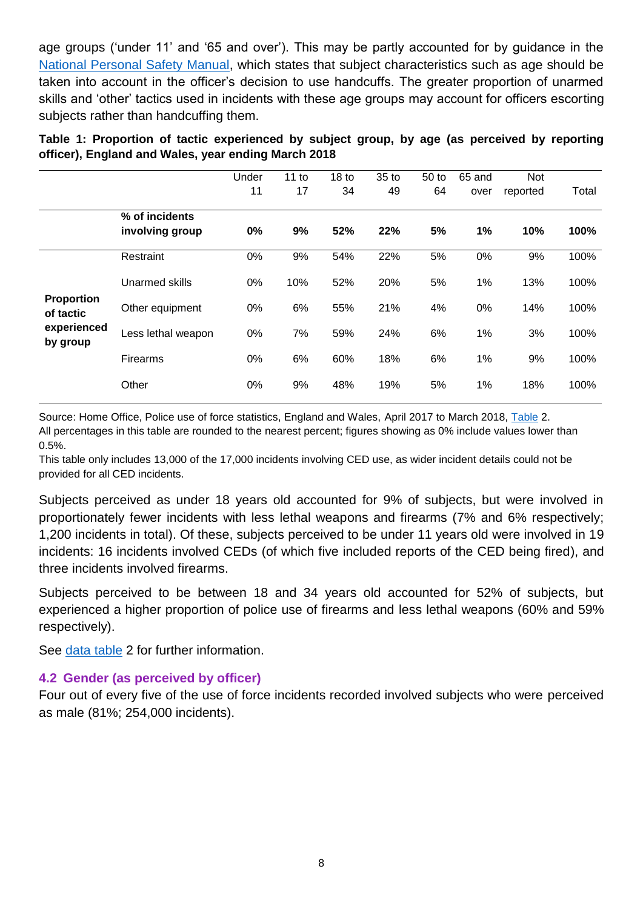age groups ('under 11' and '65 and over'). This may be partly accounted for by guidance in the National Personal Safety Manual, which states that subject characteristics such as age should be taken into account in the officer's decision to use handcuffs. The greater proportion of unarmed skills and 'other' tactics used in incidents with these age groups may account for officers escorting subjects rather than handcuffing them.

**Table 1: Proportion of tactic experienced by subject group, by age (as perceived by reporting officer), England and Wales, year ending March 2018**

| | | Under 11 | 11 to 17 | 18 to 34 | 35 to 49 | 50 to 64 | 65 and over | Not reported | Total |
|---|---|---|---|---|---|---|---|---|---|
| | **% of incidents involving group** | **0%** | **9%** | **52%** | **22%** | **5%** | **1%** | **10%** | **100%** |
| **Proportion of tactic experienced by group** | Restraint | 0% | 9% | 54% | 22% | 5% | 0% | 9% | 100% |
| | Unarmed skills | 0% | 10% | 52% | 20% | 5% | 1% | 13% | 100% |
| | Other equipment | 0% | 6% | 55% | 21% | 4% | 0% | 14% | 100% |
| | Less lethal weapon | 0% | 7% | 59% | 24% | 6% | 1% | 3% | 100% |
| | Firearms | 0% | 6% | 60% | 18% | 6% | 1% | 9% | 100% |
| | Other | 0% | 9% | 48% | 19% | 5% | 1% | 18% | 100% |

Source: Home Office, Police use of force statistics, England and Wales, April 2017 to March 2018, Table 2.
All percentages in this table are rounded to the nearest percent; figures showing as 0% include values lower than 0.5%.
This table only includes 13,000 of the 17,000 incidents involving CED use, as wider incident details could not be provided for all CED incidents.

Subjects perceived as under 18 years old accounted for 9% of subjects, but were involved in proportionately fewer incidents with less lethal weapons and firearms (7% and 6% respectively; 1,200 incidents in total). Of these, subjects perceived to be under 11 years old were involved in 19 incidents: 16 incidents involved CEDs (of which five included reports of the CED being fired), and three incidents involved firearms.

Subjects perceived to be between 18 and 34 years old accounted for 52% of subjects, but experienced a higher proportion of police use of firearms and less lethal weapons (60% and 59% respectively).

See data table 2 for further information.

### 4.2 Gender (as perceived by officer)

Four out of every five of the use of force incidents recorded involved subjects who were perceived as male (81%; 254,000 incidents).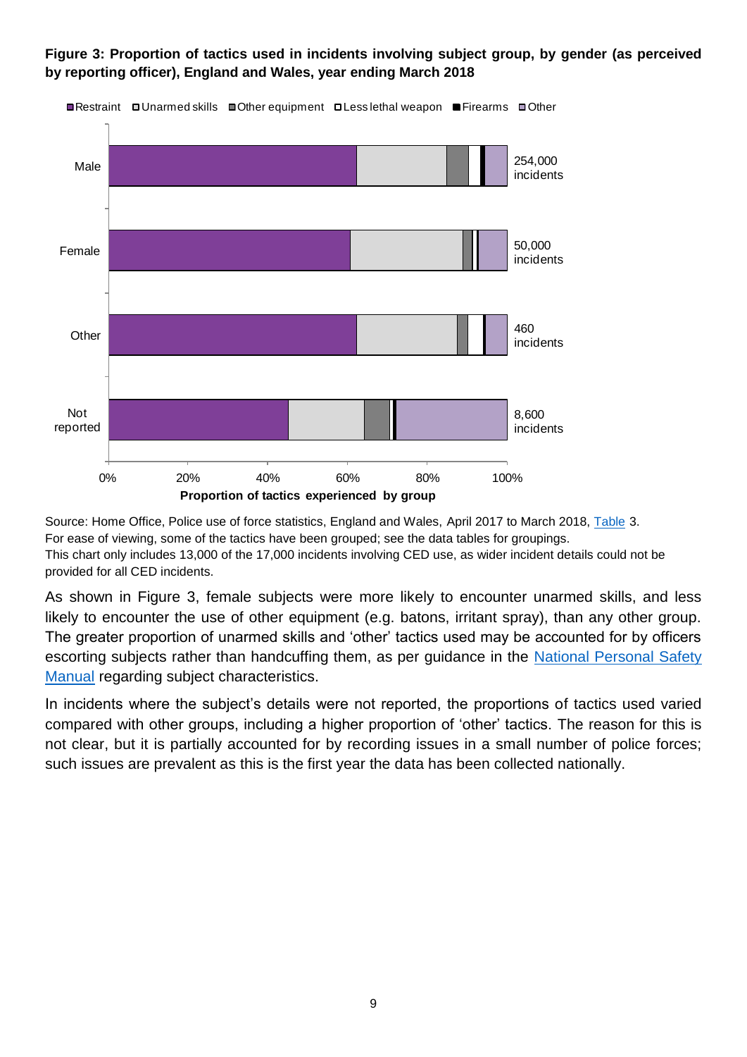**Figure 3: Proportion of tactics used in incidents involving subject group, by gender (as perceived by reporting officer), England and Wales, year ending March 2018**

Source: Home Office, Police use of force statistics, England and Wales, April 2017 to March 2018, Table 3.
For ease of viewing, some of the tactics have been grouped; see the data tables for groupings.
This chart only includes 13,000 of the 17,000 incidents involving CED use, as wider incident details could not be provided for all CED incidents.

As shown in Figure 3, female subjects were more likely to encounter unarmed skills, and less likely to encounter the use of other equipment (e.g. batons, irritant spray), than any other group. The greater proportion of unarmed skills and 'other' tactics used may be accounted for by officers escorting subjects rather than handcuffing them, as per guidance in the National Personal Safety Manual regarding subject characteristics.

In incidents where the subject's details were not reported, the proportions of tactics used varied compared with other groups, including a higher proportion of 'other' tactics. The reason for this is not clear, but it is partially accounted for by recording issues in a small number of police forces; such issues are prevalent as this is the first year the data has been collected nationally.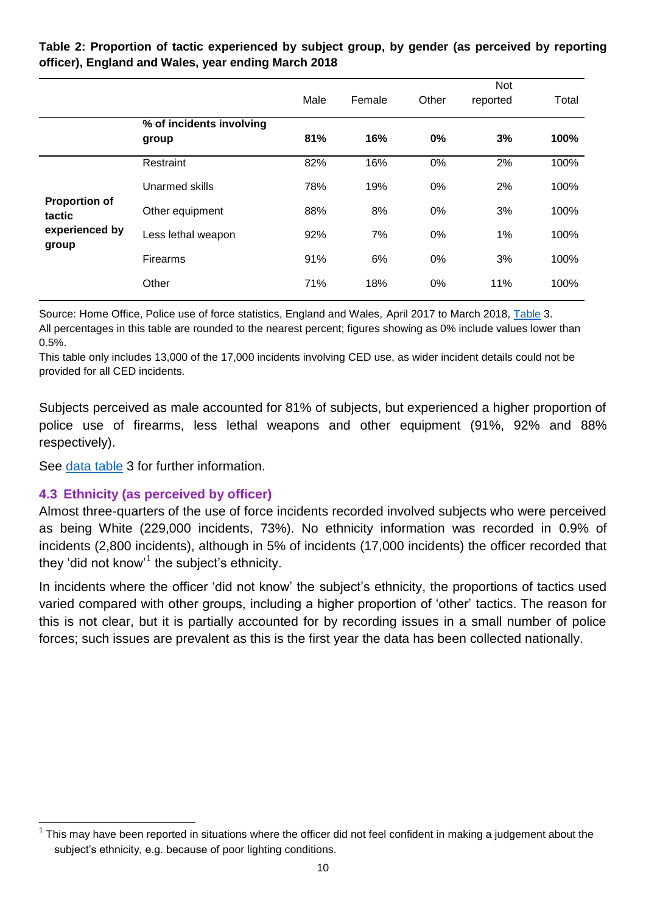**Table 2: Proportion of tactic experienced by subject group, by gender (as perceived by reporting officer), England and Wales, year ending March 2018**

| | | Male | Female | Other | Not reported | Total |
|---|---|---|---|---|---|---|
| | **% of incidents involving group** | **81%** | **16%** | **0%** | **3%** | **100%** |
| **Proportion of tactic experienced by group** | Restraint | 82% | 16% | 0% | 2% | 100% |
| | Unarmed skills | 78% | 19% | 0% | 2% | 100% |
| | Other equipment | 88% | 8% | 0% | 3% | 100% |
| | Less lethal weapon | 92% | 7% | 0% | 1% | 100% |
| | Firearms | 91% | 6% | 0% | 3% | 100% |
| | Other | 71% | 18% | 0% | 11% | 100% |

Source: Home Office, Police use of force statistics, England and Wales, April 2017 to March 2018, Table 3.
All percentages in this table are rounded to the nearest percent; figures showing as 0% include values lower than 0.5%.
This table only includes 13,000 of the 17,000 incidents involving CED use, as wider incident details could not be provided for all CED incidents.

Subjects perceived as male accounted for 81% of subjects, but experienced a higher proportion of police use of firearms, less lethal weapons and other equipment (91%, 92% and 88% respectively).

See data table 3 for further information.

### 4.3 Ethnicity (as perceived by officer)

Almost three-quarters of the use of force incidents recorded involved subjects who were perceived as being White (229,000 incidents, 73%). No ethnicity information was recorded in 0.9% of incidents (2,800 incidents), although in 5% of incidents (17,000 incidents) the officer recorded that they 'did not know'[1] the subject's ethnicity.

In incidents where the officer 'did not know' the subject's ethnicity, the proportions of tactics used varied compared with other groups, including a higher proportion of 'other' tactics. The reason for this is not clear, but it is partially accounted for by recording issues in a small number of police forces; such issues are prevalent as this is the first year the data has been collected nationally.

[1] This may have been reported in situations where the officer did not feel confident in making a judgement about the subject's ethnicity, e.g. because of poor lighting conditions.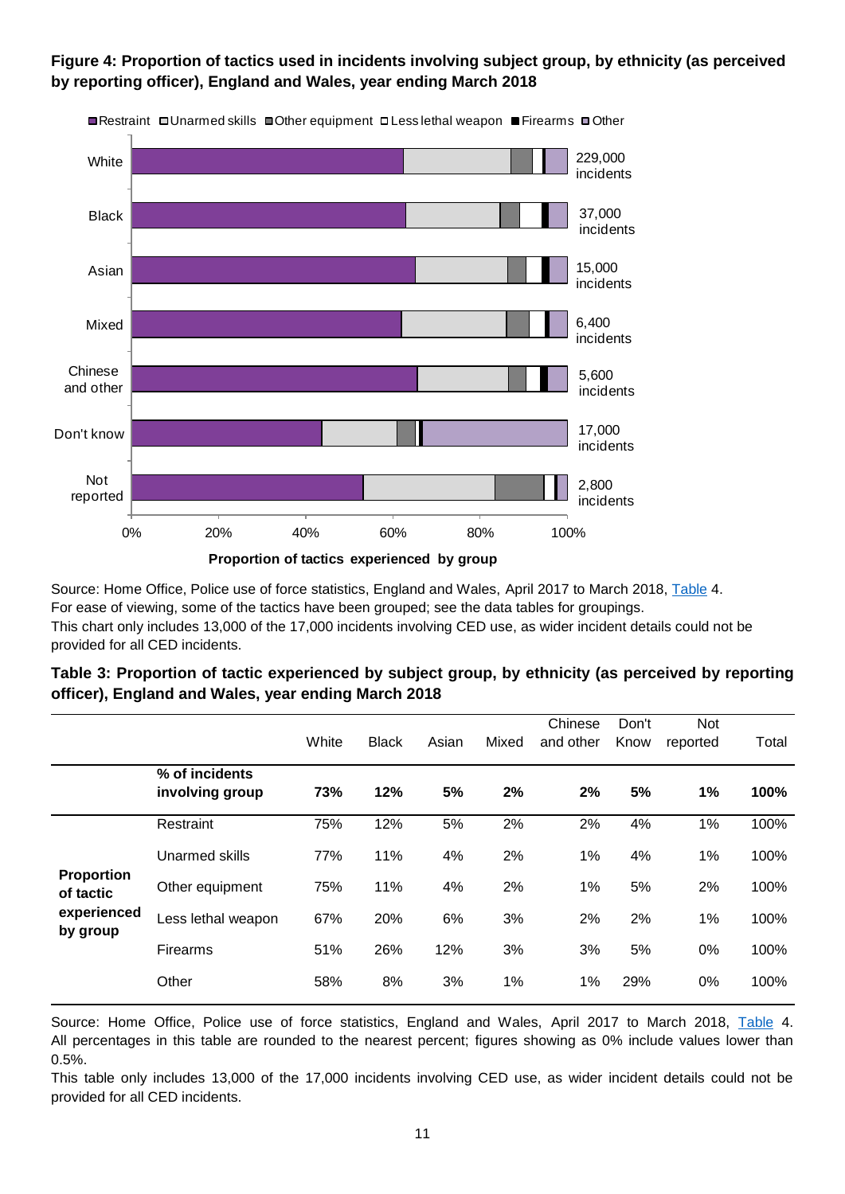**Figure 4: Proportion of tactics used in incidents involving subject group, by ethnicity (as perceived by reporting officer), England and Wales, year ending March 2018**

Source: Home Office, Police use of force statistics, England and Wales, April 2017 to March 2018, Table 4.
For ease of viewing, some of the tactics have been grouped; see the data tables for groupings.
This chart only includes 13,000 of the 17,000 incidents involving CED use, as wider incident details could not be provided for all CED incidents.

**Table 3: Proportion of tactic experienced by subject group, by ethnicity (as perceived by reporting officer), England and Wales, year ending March 2018**

| | | White | Black | Asian | Mixed | Chinese and other | Don't Know | Not reported | Total |
|---|---|---|---|---|---|---|---|---|---|
| | **% of incidents involving group** | **73%** | **12%** | **5%** | **2%** | **2%** | **5%** | **1%** | **100%** |
| **Proportion of tactic experienced by group** | Restraint | 75% | 12% | 5% | 2% | 2% | 4% | 1% | 100% |
| | Unarmed skills | 77% | 11% | 4% | 2% | 1% | 4% | 1% | 100% |
| | Other equipment | 75% | 11% | 4% | 2% | 1% | 5% | 2% | 100% |
| | Less lethal weapon | 67% | 20% | 6% | 3% | 2% | 2% | 1% | 100% |
| | Firearms | 51% | 26% | 12% | 3% | 3% | 5% | 0% | 100% |
| | Other | 58% | 8% | 3% | 1% | 1% | 29% | 0% | 100% |

Source: Home Office, Police use of force statistics, England and Wales, April 2017 to March 2018, Table 4. All percentages in this table are rounded to the nearest percent; figures showing as 0% include values lower than 0.5%.
This table only includes 13,000 of the 17,000 incidents involving CED use, as wider incident details could not be provided for all CED incidents.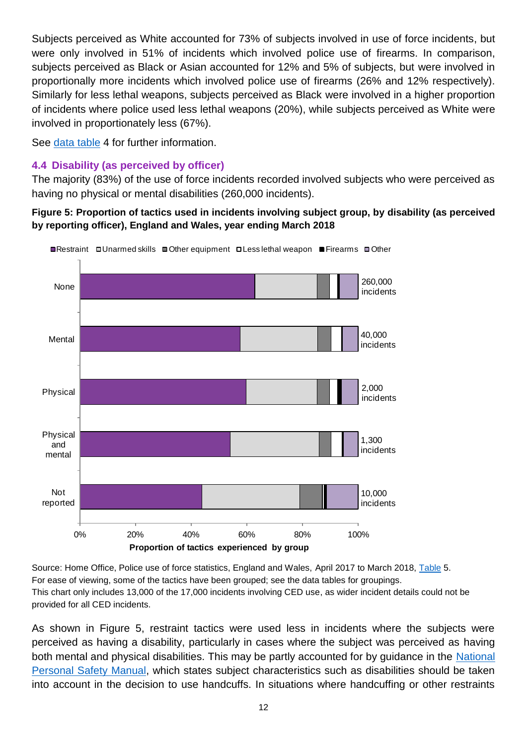Subjects perceived as White accounted for 73% of subjects involved in use of force incidents, but were only involved in 51% of incidents which involved police use of firearms. In comparison, subjects perceived as Black or Asian accounted for 12% and 5% of subjects, but were involved in proportionally more incidents which involved police use of firearms (26% and 12% respectively). Similarly for less lethal weapons, subjects perceived as Black were involved in a higher proportion of incidents where police used less lethal weapons (20%), while subjects perceived as White were involved in proportionately less (67%).

See data table 4 for further information.

### 4.4 Disability (as perceived by officer)

The majority (83%) of the use of force incidents recorded involved subjects who were perceived as having no physical or mental disabilities (260,000 incidents).

**Figure 5: Proportion of tactics used in incidents involving subject group, by disability (as perceived by reporting officer), England and Wales, year ending March 2018**

Legend: Restraint, Unarmed skills, Other equipment, Less lethal weapon, Firearms, Other

| Group | Incidents |
|---|---|
| None | 260,000 incidents |
| Mental | 40,000 incidents |
| Physical | 2,000 incidents |
| Physical and mental | 1,300 incidents |
| Not reported | 10,000 incidents |

Proportion of tactics experienced by group

Source: Home Office, Police use of force statistics, England and Wales, April 2017 to March 2018, Table 5.
For ease of viewing, some of the tactics have been grouped; see the data tables for groupings.
This chart only includes 13,000 of the 17,000 incidents involving CED use, as wider incident details could not be provided for all CED incidents.

As shown in Figure 5, restraint tactics were used less in incidents where the subjects were perceived as having a disability, particularly in cases where the subject was perceived as having both mental and physical disabilities. This may be partly accounted for by guidance in the National Personal Safety Manual, which states subject characteristics such as disabilities should be taken into account in the decision to use handcuffs. In situations where handcuffing or other restraints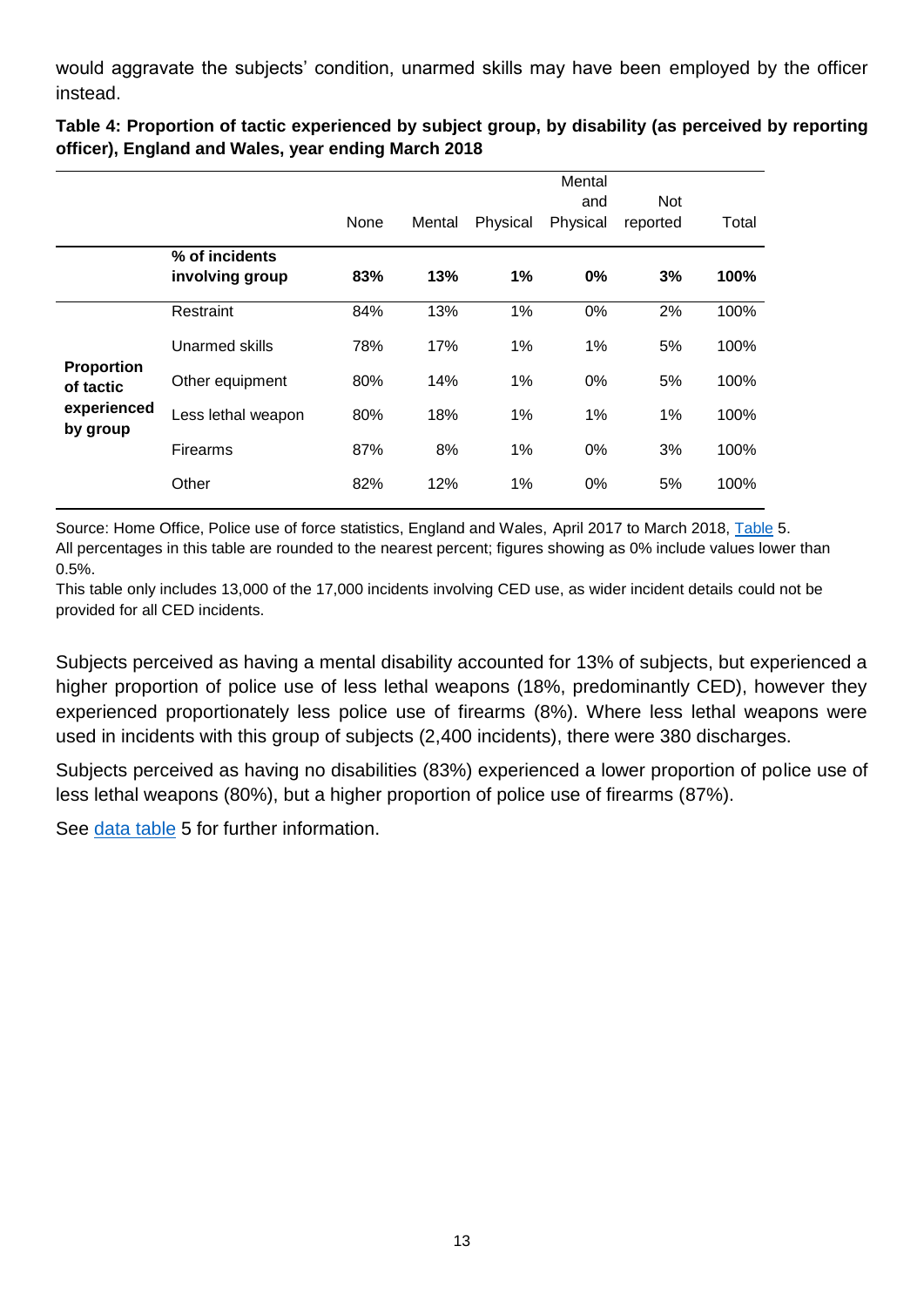would aggravate the subjects' condition, unarmed skills may have been employed by the officer instead.

**Table 4: Proportion of tactic experienced by subject group, by disability (as perceived by reporting officer), England and Wales, year ending March 2018**

| | | None | Mental | Physical | Mental and Physical | Not reported | Total |
|---|---|---|---|---|---|---|---|
| | **% of incidents involving group** | **83%** | **13%** | **1%** | **0%** | **3%** | **100%** |
| **Proportion of tactic experienced by group** | Restraint | 84% | 13% | 1% | 0% | 2% | 100% |
| | Unarmed skills | 78% | 17% | 1% | 1% | 5% | 100% |
| | Other equipment | 80% | 14% | 1% | 0% | 5% | 100% |
| | Less lethal weapon | 80% | 18% | 1% | 1% | 1% | 100% |
| | Firearms | 87% | 8% | 1% | 0% | 3% | 100% |
| | Other | 82% | 12% | 1% | 0% | 5% | 100% |

Source: Home Office, Police use of force statistics, England and Wales, April 2017 to March 2018, Table 5.
All percentages in this table are rounded to the nearest percent; figures showing as 0% include values lower than 0.5%.
This table only includes 13,000 of the 17,000 incidents involving CED use, as wider incident details could not be provided for all CED incidents.

Subjects perceived as having a mental disability accounted for 13% of subjects, but experienced a higher proportion of police use of less lethal weapons (18%, predominantly CED), however they experienced proportionately less police use of firearms (8%). Where less lethal weapons were used in incidents with this group of subjects (2,400 incidents), there were 380 discharges.

Subjects perceived as having no disabilities (83%) experienced a lower proportion of police use of less lethal weapons (80%), but a higher proportion of police use of firearms (87%).

See data table 5 for further information.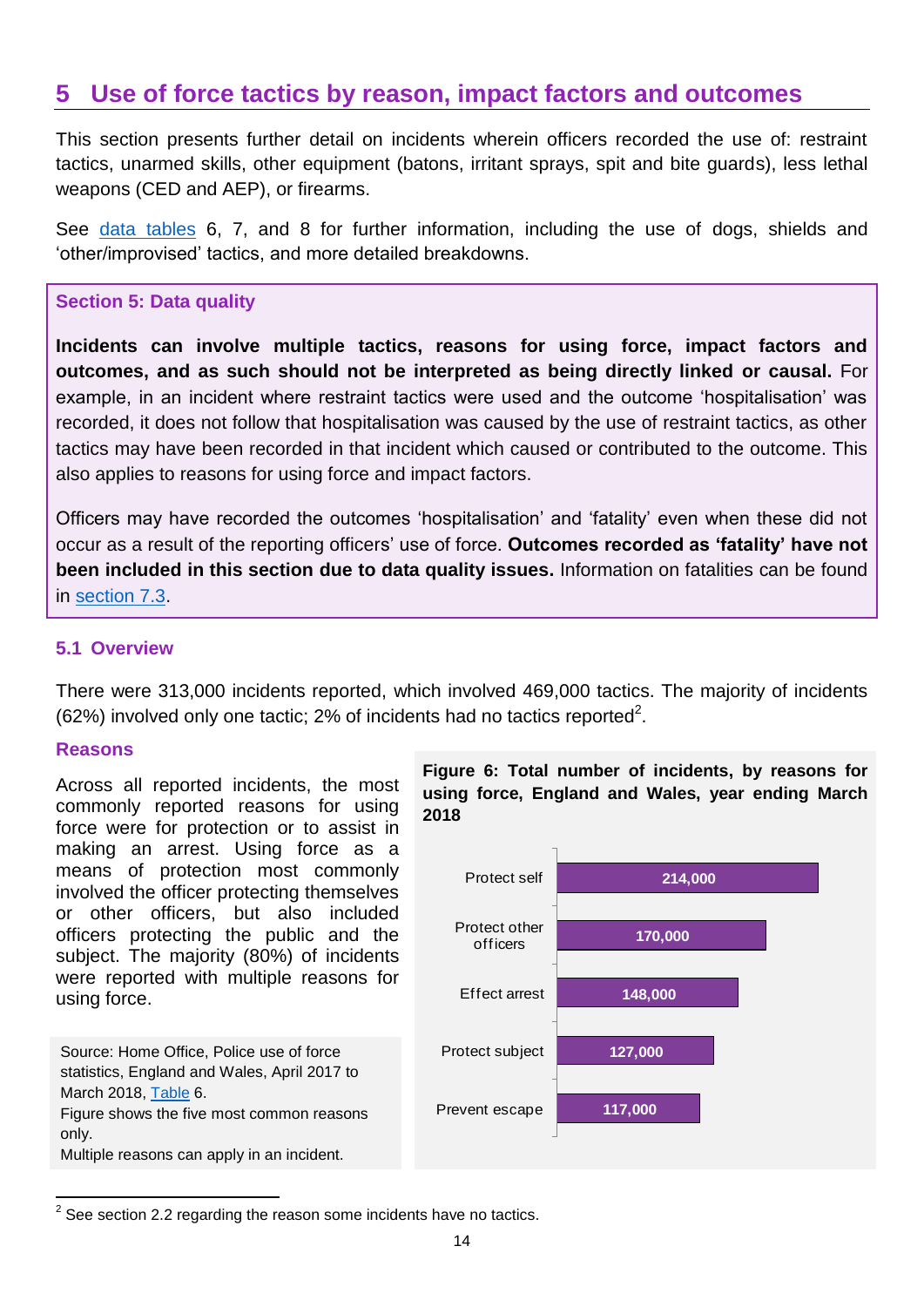## 5 Use of force tactics by reason, impact factors and outcomes

This section presents further detail on incidents wherein officers recorded the use of: restraint tactics, unarmed skills, other equipment (batons, irritant sprays, spit and bite guards), less lethal weapons (CED and AEP), or firearms.

See data tables 6, 7, and 8 for further information, including the use of dogs, shields and 'other/improvised' tactics, and more detailed breakdowns.

**Section 5: Data quality**

**Incidents can involve multiple tactics, reasons for using force, impact factors and outcomes, and as such should not be interpreted as being directly linked or causal.** For example, in an incident where restraint tactics were used and the outcome 'hospitalisation' was recorded, it does not follow that hospitalisation was caused by the use of restraint tactics, as other tactics may have been recorded in that incident which caused or contributed to the outcome. This also applies to reasons for using force and impact factors.

Officers may have recorded the outcomes 'hospitalisation' and 'fatality' even when these did not occur as a result of the reporting officers' use of force. **Outcomes recorded as 'fatality' have not been included in this section due to data quality issues.** Information on fatalities can be found in section 7.3.

### 5.1 Overview

There were 313,000 incidents reported, which involved 469,000 tactics. The majority of incidents (62%) involved only one tactic; 2% of incidents had no tactics reported[2].

#### Reasons

Across all reported incidents, the most commonly reported reasons for using force were for protection or to assist in making an arrest. Using force as a means of protection most commonly involved the officer protecting themselves or other officers, but also included officers protecting the public and the subject. The majority (80%) of incidents were reported with multiple reasons for using force.

**Figure 6: Total number of incidents, by reasons for using force, England and Wales, year ending March 2018**

| Reason | Incidents |
|---|---|
| Protect self | 214,000 |
| Protect other officers | 170,000 |
| Effect arrest | 148,000 |
| Protect subject | 127,000 |
| Prevent escape | 117,000 |

Source: Home Office, Police use of force statistics, England and Wales, April 2017 to March 2018, Table 6.
Figure shows the five most common reasons only.
Multiple reasons can apply in an incident.

---

[2] See section 2.2 regarding the reason some incidents have no tactics.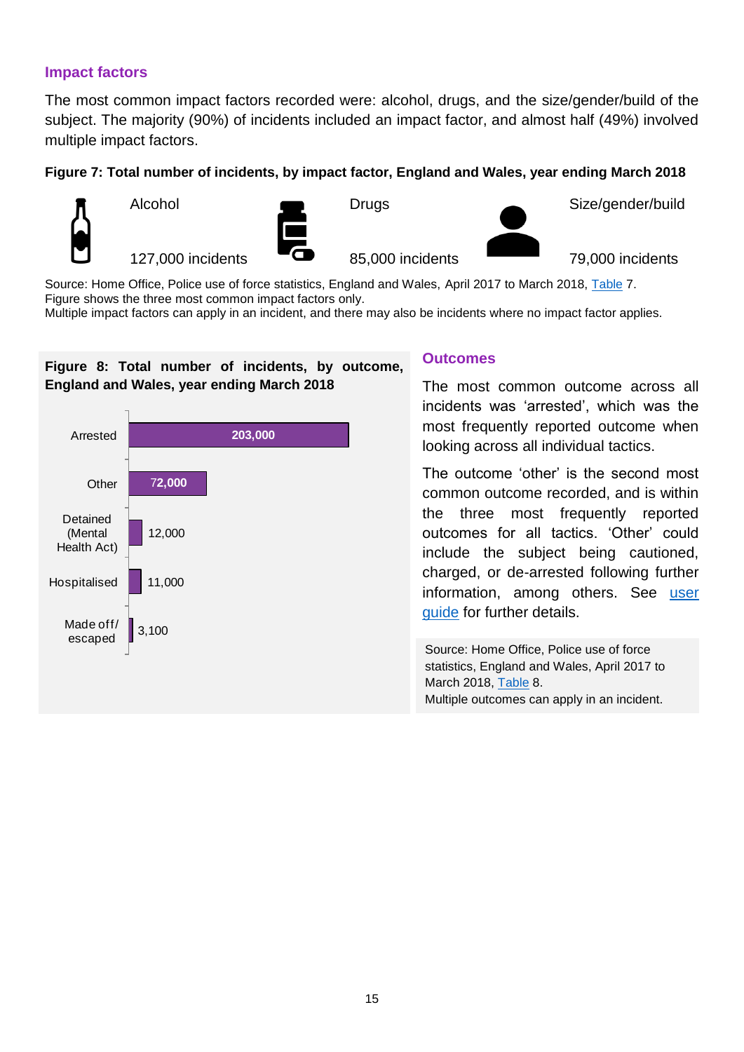### Impact factors

The most common impact factors recorded were: alcohol, drugs, and the size/gender/build of the subject. The majority (90%) of incidents included an impact factor, and almost half (49%) involved multiple impact factors.

**Figure 7: Total number of incidents, by impact factor, England and Wales, year ending March 2018**

| Alcohol | Drugs | Size/gender/build |
|---|---|---|
| 127,000 incidents | 85,000 incidents | 79,000 incidents |

Source: Home Office, Police use of force statistics, England and Wales, April 2017 to March 2018, Table 7.
Figure shows the three most common impact factors only.
Multiple impact factors can apply in an incident, and there may also be incidents where no impact factor applies.

**Figure 8: Total number of incidents, by outcome, England and Wales, year ending March 2018**

| Outcome | Incidents |
|---|---|
| Arrested | 203,000 |
| Other | 72,000 |
| Detained (Mental Health Act) | 12,000 |
| Hospitalised | 11,000 |
| Made off/ escaped | 3,100 |

### Outcomes

The most common outcome across all incidents was 'arrested', which was the most frequently reported outcome when looking across all individual tactics.

The outcome 'other' is the second most common outcome recorded, and is within the three most frequently reported outcomes for all tactics. 'Other' could include the subject being cautioned, charged, or de-arrested following further information, among others. See user guide for further details.

Source: Home Office, Police use of force statistics, England and Wales, April 2017 to March 2018, Table 8.
Multiple outcomes can apply in an incident.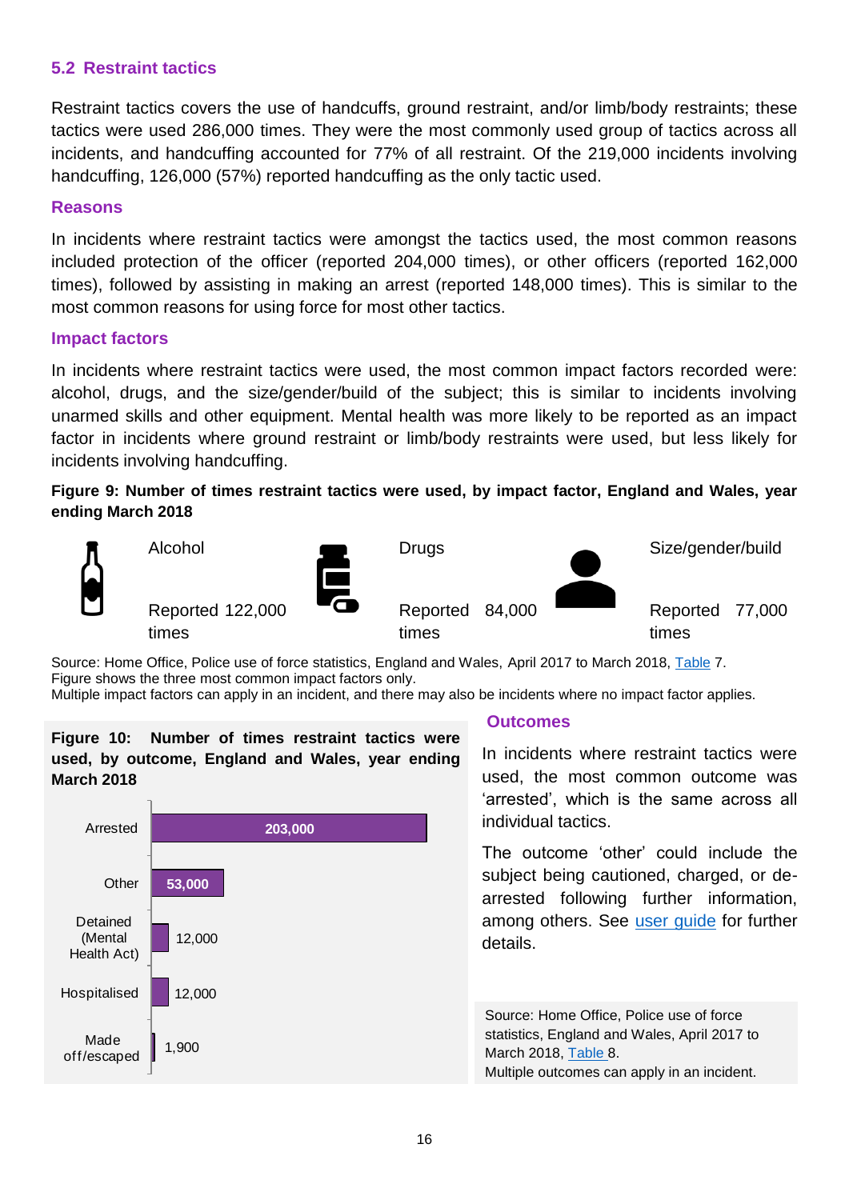### 5.2 Restraint tactics

Restraint tactics covers the use of handcuffs, ground restraint, and/or limb/body restraints; these tactics were used 286,000 times. They were the most commonly used group of tactics across all incidents, and handcuffing accounted for 77% of all restraint. Of the 219,000 incidents involving handcuffing, 126,000 (57%) reported handcuffing as the only tactic used.

#### Reasons

In incidents where restraint tactics were amongst the tactics used, the most common reasons included protection of the officer (reported 204,000 times), or other officers (reported 162,000 times), followed by assisting in making an arrest (reported 148,000 times). This is similar to the most common reasons for using force for most other tactics.

#### Impact factors

In incidents where restraint tactics were used, the most common impact factors recorded were: alcohol, drugs, and the size/gender/build of the subject; this is similar to incidents involving unarmed skills and other equipment. Mental health was more likely to be reported as an impact factor in incidents where ground restraint or limb/body restraints were used, but less likely for incidents involving handcuffing.

**Figure 9: Number of times restraint tactics were used, by impact factor, England and Wales, year ending March 2018**

| Alcohol | Drugs | Size/gender/build |
|---|---|---|
| Reported 122,000 times | Reported 84,000 times | Reported 77,000 times |

Source: Home Office, Police use of force statistics, England and Wales, April 2017 to March 2018, Table 7.
Figure shows the three most common impact factors only.
Multiple impact factors can apply in an incident, and there may also be incidents where no impact factor applies.

**Figure 10: Number of times restraint tactics were used, by outcome, England and Wales, year ending March 2018**

| Outcome | Number |
|---|---|
| Arrested | 203,000 |
| Other | 53,000 |
| Detained (Mental Health Act) | 12,000 |
| Hospitalised | 12,000 |
| Made off/escaped | 1,900 |

Source: Home Office, Police use of force statistics, England and Wales, April 2017 to March 2018, Table 8.
Multiple outcomes can apply in an incident.

#### Outcomes

In incidents where restraint tactics were used, the most common outcome was 'arrested', which is the same across all individual tactics.

The outcome 'other' could include the subject being cautioned, charged, or de-arrested following further information, among others. See user guide for further details.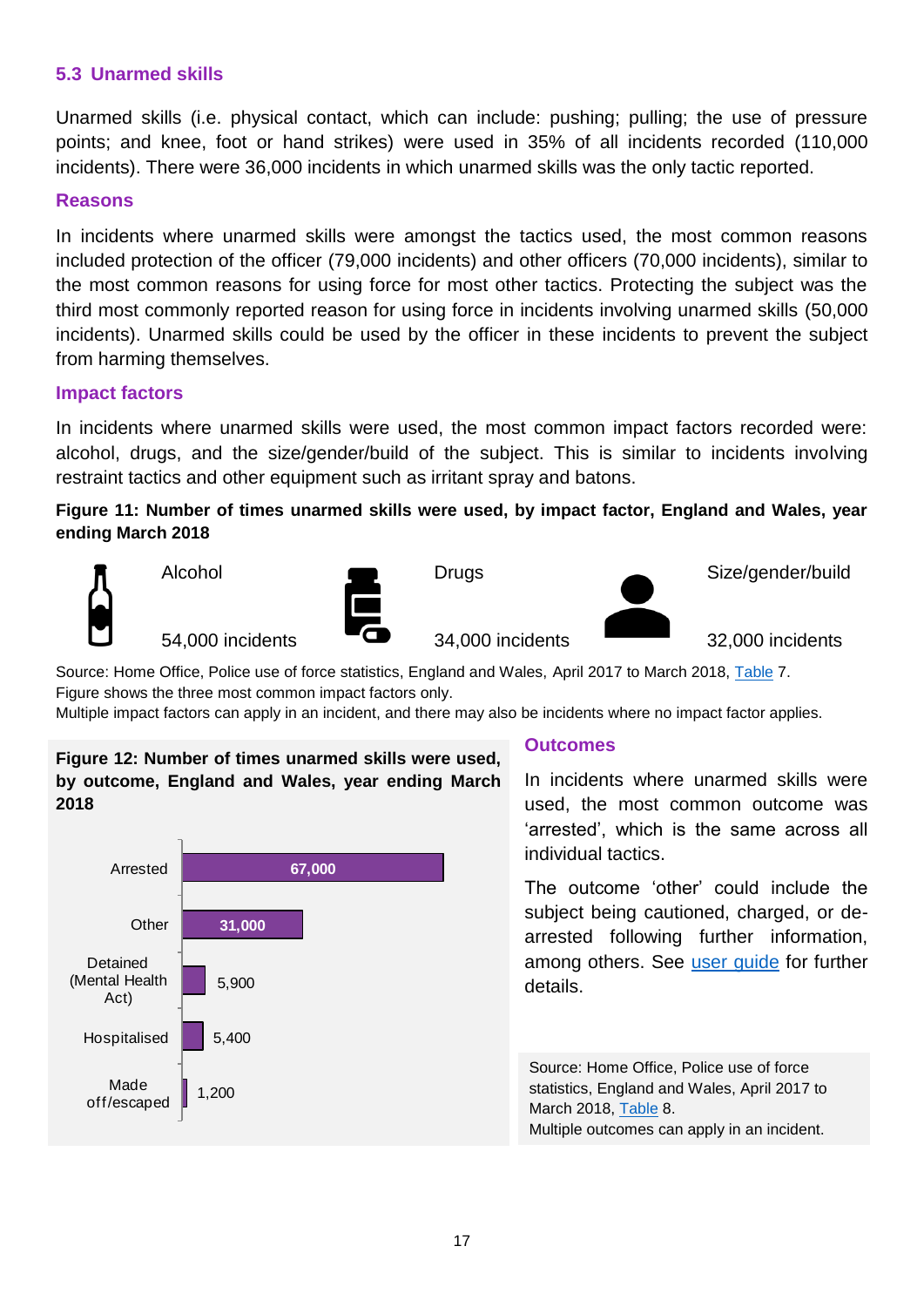### 5.3 Unarmed skills

Unarmed skills (i.e. physical contact, which can include: pushing; pulling; the use of pressure points; and knee, foot or hand strikes) were used in 35% of all incidents recorded (110,000 incidents). There were 36,000 incidents in which unarmed skills was the only tactic reported.

#### Reasons

In incidents where unarmed skills were amongst the tactics used, the most common reasons included protection of the officer (79,000 incidents) and other officers (70,000 incidents), similar to the most common reasons for using force for most other tactics. Protecting the subject was the third most commonly reported reason for using force in incidents involving unarmed skills (50,000 incidents). Unarmed skills could be used by the officer in these incidents to prevent the subject from harming themselves.

#### Impact factors

In incidents where unarmed skills were used, the most common impact factors recorded were: alcohol, drugs, and the size/gender/build of the subject. This is similar to incidents involving restraint tactics and other equipment such as irritant spray and batons.

**Figure 11: Number of times unarmed skills were used, by impact factor, England and Wales, year ending March 2018**

| Alcohol | Drugs | Size/gender/build |
|---|---|---|
| 54,000 incidents | 34,000 incidents | 32,000 incidents |

Source: Home Office, Police use of force statistics, England and Wales, April 2017 to March 2018, Table 7.
Figure shows the three most common impact factors only.
Multiple impact factors can apply in an incident, and there may also be incidents where no impact factor applies.

**Figure 12: Number of times unarmed skills were used, by outcome, England and Wales, year ending March 2018**

| Outcome | Number |
|---|---|
| Arrested | 67,000 |
| Other | 31,000 |
| Detained (Mental Health Act) | 5,900 |
| Hospitalised | 5,400 |
| Made off/escaped | 1,200 |

#### Outcomes

In incidents where unarmed skills were used, the most common outcome was 'arrested', which is the same across all individual tactics.

The outcome 'other' could include the subject being cautioned, charged, or de-arrested following further information, among others. See user guide for further details.

Source: Home Office, Police use of force statistics, England and Wales, April 2017 to March 2018, Table 8.
Multiple outcomes can apply in an incident.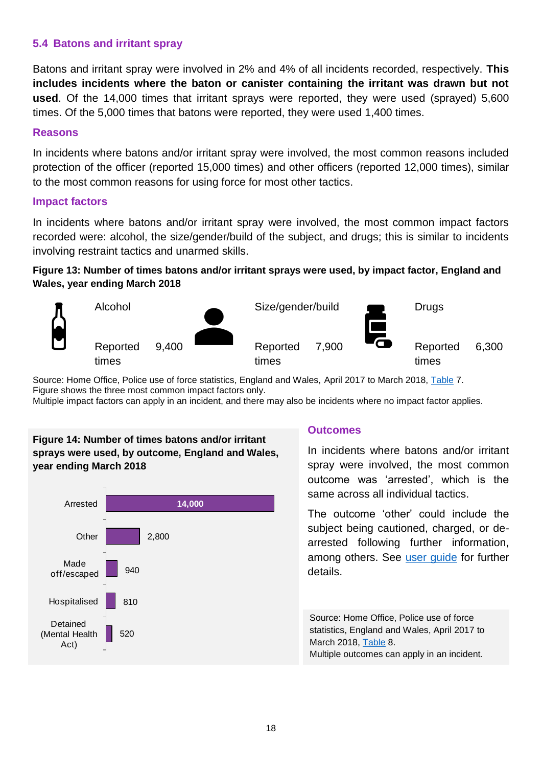### 5.4 Batons and irritant spray

Batons and irritant spray were involved in 2% and 4% of all incidents recorded, respectively. **This includes incidents where the baton or canister containing the irritant was drawn but not used**. Of the 14,000 times that irritant sprays were reported, they were used (sprayed) 5,600 times. Of the 5,000 times that batons were reported, they were used 1,400 times.

#### Reasons

In incidents where batons and/or irritant spray were involved, the most common reasons included protection of the officer (reported 15,000 times) and other officers (reported 12,000 times), similar to the most common reasons for using force for most other tactics.

#### Impact factors

In incidents where batons and/or irritant spray were involved, the most common impact factors recorded were: alcohol, the size/gender/build of the subject, and drugs; this is similar to incidents involving restraint tactics and unarmed skills.

**Figure 13: Number of times batons and/or irritant sprays were used, by impact factor, England and Wales, year ending March 2018**

| Impact factor | Reported times |
|---|---|
| Alcohol | 9,400 |
| Size/gender/build | 7,900 |
| Drugs | 6,300 |

Source: Home Office, Police use of force statistics, England and Wales, April 2017 to March 2018, Table 7.
Figure shows the three most common impact factors only.
Multiple impact factors can apply in an incident, and there may also be incidents where no impact factor applies.

**Figure 14: Number of times batons and/or irritant sprays were used, by outcome, England and Wales, year ending March 2018**

| Outcome | Number of times |
|---|---|
| Arrested | 14,000 |
| Other | 2,800 |
| Made off/escaped | 940 |
| Hospitalised | 810 |
| Detained (Mental Health Act) | 520 |

#### Outcomes

In incidents where batons and/or irritant spray were involved, the most common outcome was 'arrested', which is the same across all individual tactics.

The outcome 'other' could include the subject being cautioned, charged, or de-arrested following further information, among others. See user guide for further details.

Source: Home Office, Police use of force statistics, England and Wales, April 2017 to March 2018, Table 8.
Multiple outcomes can apply in an incident.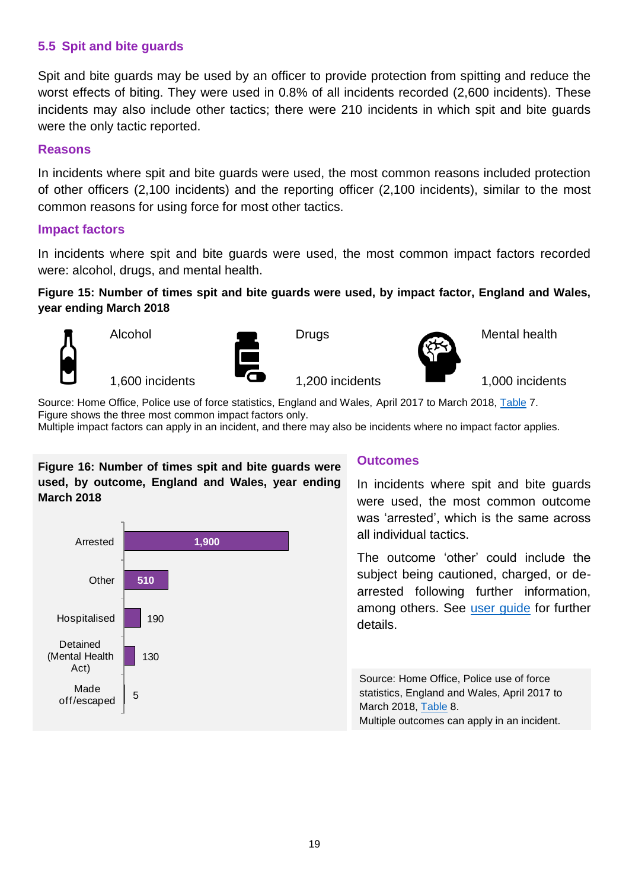## 5.5 Spit and bite guards

Spit and bite guards may be used by an officer to provide protection from spitting and reduce the worst effects of biting. They were used in 0.8% of all incidents recorded (2,600 incidents). These incidents may also include other tactics; there were 210 incidents in which spit and bite guards were the only tactic reported.

### Reasons

In incidents where spit and bite guards were used, the most common reasons included protection of other officers (2,100 incidents) and the reporting officer (2,100 incidents), similar to the most common reasons for using force for most other tactics.

### Impact factors

In incidents where spit and bite guards were used, the most common impact factors recorded were: alcohol, drugs, and mental health.

**Figure 15: Number of times spit and bite guards were used, by impact factor, England and Wales, year ending March 2018**

| Alcohol | Drugs | Mental health |
|---|---|---|
| 1,600 incidents | 1,200 incidents | 1,000 incidents |

Source: Home Office, Police use of force statistics, England and Wales, April 2017 to March 2018, Table 7.
Figure shows the three most common impact factors only.
Multiple impact factors can apply in an incident, and there may also be incidents where no impact factor applies.

**Figure 16: Number of times spit and bite guards were used, by outcome, England and Wales, year ending March 2018**

| Outcome | Number |
|---|---|
| Arrested | 1,900 |
| Other | 510 |
| Hospitalised | 190 |
| Detained (Mental Health Act) | 130 |
| Made off/escaped | 5 |

### Outcomes

In incidents where spit and bite guards were used, the most common outcome was 'arrested', which is the same across all individual tactics.

The outcome 'other' could include the subject being cautioned, charged, or de-arrested following further information, among others. See user guide for further details.

Source: Home Office, Police use of force statistics, England and Wales, April 2017 to March 2018, Table 8.
Multiple outcomes can apply in an incident.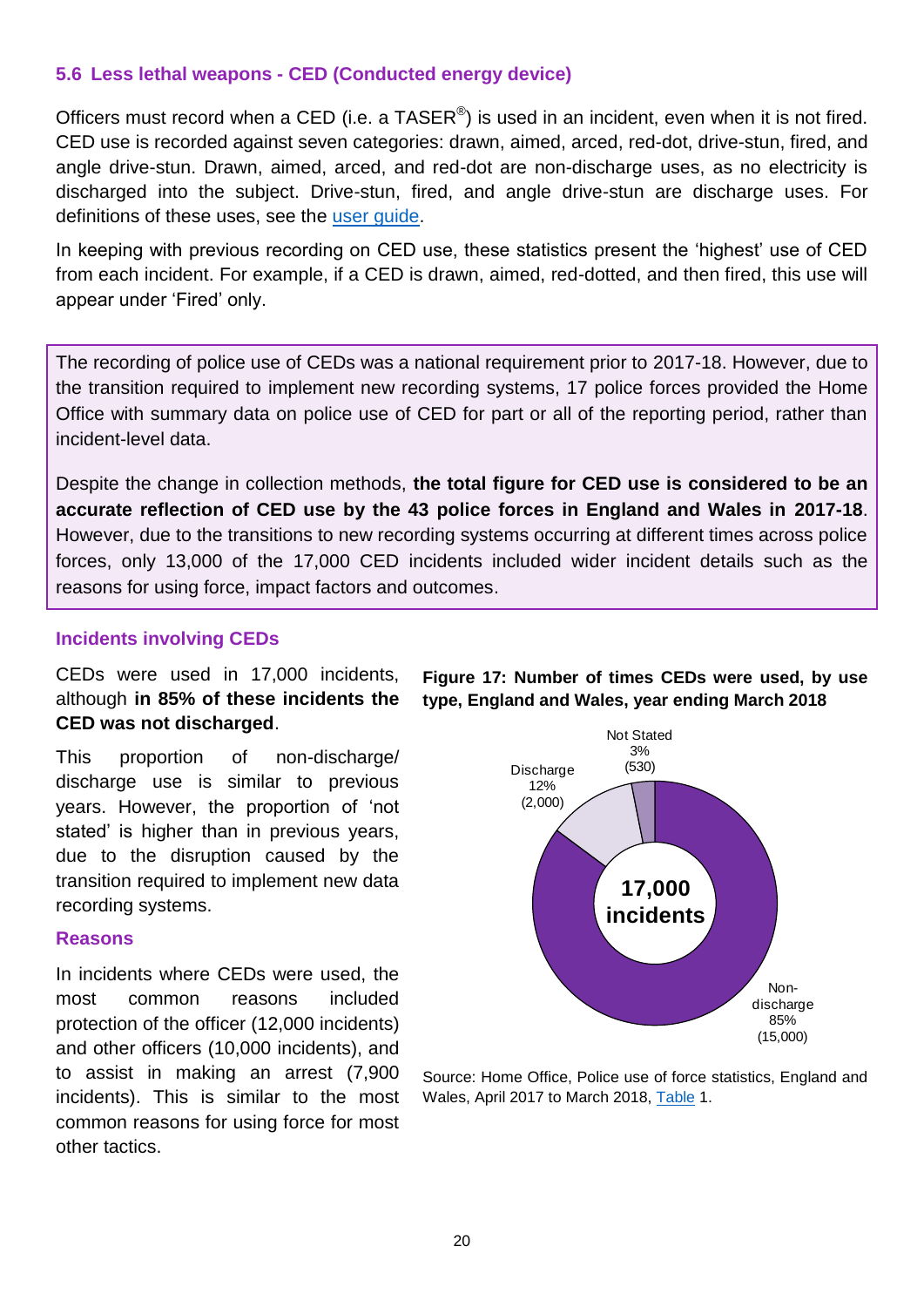## 5.6 Less lethal weapons - CED (Conducted energy device)

Officers must record when a CED (i.e. a TASER®) is used in an incident, even when it is not fired. CED use is recorded against seven categories: drawn, aimed, arced, red-dot, drive-stun, fired, and angle drive-stun. Drawn, aimed, arced, and red-dot are non-discharge uses, as no electricity is discharged into the subject. Drive-stun, fired, and angle drive-stun are discharge uses. For definitions of these uses, see the user guide.

In keeping with previous recording on CED use, these statistics present the 'highest' use of CED from each incident. For example, if a CED is drawn, aimed, red-dotted, and then fired, this use will appear under 'Fired' only.

> The recording of police use of CEDs was a national requirement prior to 2017-18. However, due to the transition required to implement new recording systems, 17 police forces provided the Home Office with summary data on police use of CED for part or all of the reporting period, rather than incident-level data.
>
> Despite the change in collection methods, **the total figure for CED use is considered to be an accurate reflection of CED use by the 43 police forces in England and Wales in 2017-18**. However, due to the transitions to new recording systems occurring at different times across police forces, only 13,000 of the 17,000 CED incidents included wider incident details such as the reasons for using force, impact factors and outcomes.

### Incidents involving CEDs

CEDs were used in 17,000 incidents, although **in 85% of these incidents the CED was not discharged**.

This proportion of non-discharge/ discharge use is similar to previous years. However, the proportion of 'not stated' is higher than in previous years, due to the disruption caused by the transition required to implement new data recording systems.

**Figure 17: Number of times CEDs were used, by use type, England and Wales, year ending March 2018**

17,000 incidents

| Use type | Percentage | Number |
|---|---|---|
| Non-discharge | 85% | (15,000) |
| Discharge | 12% | (2,000) |
| Not Stated | 3% | (530) |

Source: Home Office, Police use of force statistics, England and Wales, April 2017 to March 2018, Table 1.

### Reasons

In incidents where CEDs were used, the most common reasons included protection of the officer (12,000 incidents) and other officers (10,000 incidents), and to assist in making an arrest (7,900 incidents). This is similar to the most common reasons for using force for most other tactics.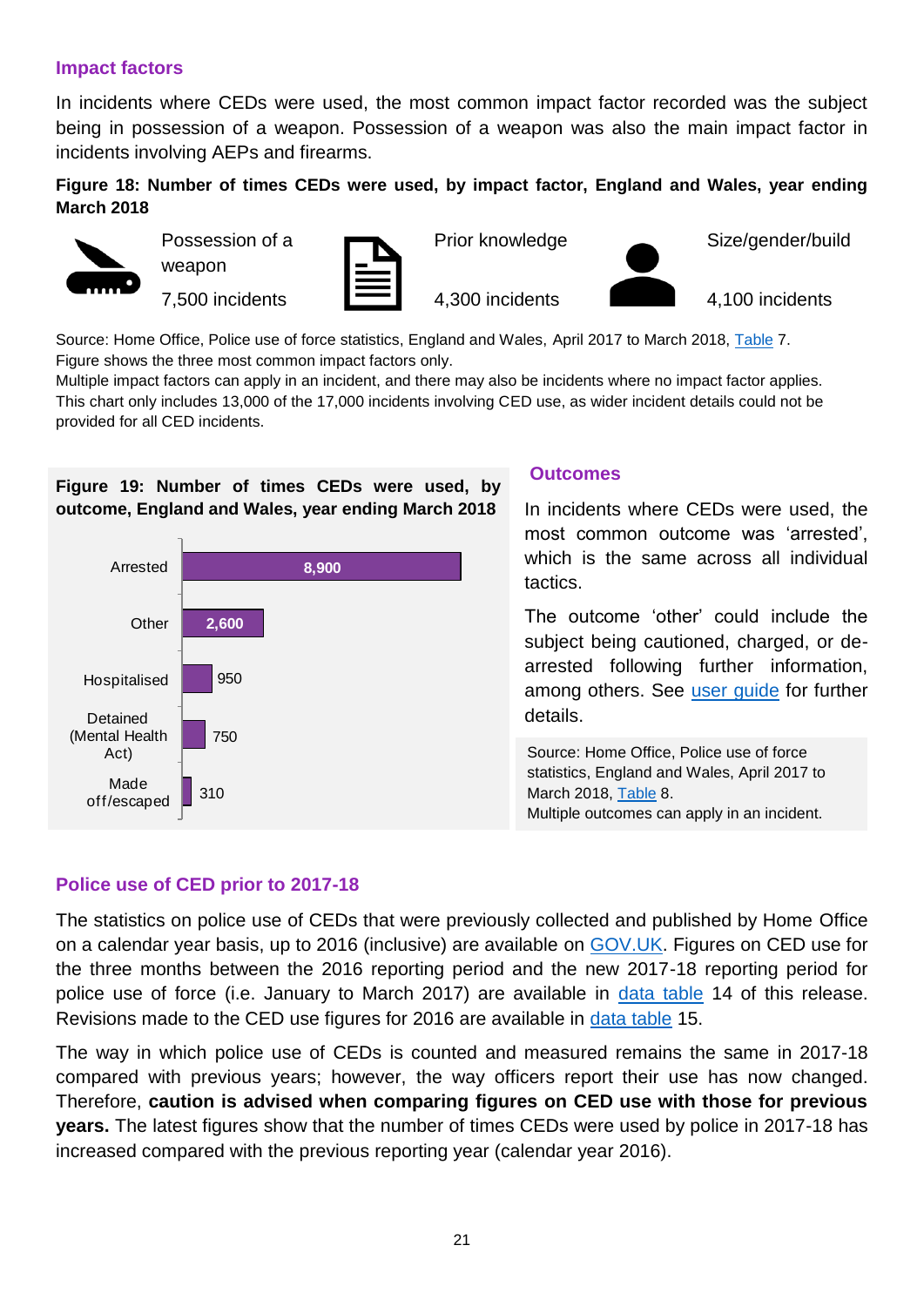## Impact factors

In incidents where CEDs were used, the most common impact factor recorded was the subject being in possession of a weapon. Possession of a weapon was also the main impact factor in incidents involving AEPs and firearms.

**Figure 18: Number of times CEDs were used, by impact factor, England and Wales, year ending March 2018**

| Impact factor | Incidents |
|---|---|
| Possession of a weapon | 7,500 incidents |
| Prior knowledge | 4,300 incidents |
| Size/gender/build | 4,100 incidents |

Source: Home Office, Police use of force statistics, England and Wales, April 2017 to March 2018, Table 7.
Figure shows the three most common impact factors only.
Multiple impact factors can apply in an incident, and there may also be incidents where no impact factor applies.
This chart only includes 13,000 of the 17,000 incidents involving CED use, as wider incident details could not be provided for all CED incidents.

**Figure 19: Number of times CEDs were used, by outcome, England and Wales, year ending March 2018**

| Outcome | Number |
|---|---|
| Arrested | 8,900 |
| Other | 2,600 |
| Hospitalised | 950 |
| Detained (Mental Health Act) | 750 |
| Made off/escaped | 310 |

## Outcomes

In incidents where CEDs were used, the most common outcome was 'arrested', which is the same across all individual tactics.

The outcome 'other' could include the subject being cautioned, charged, or de-arrested following further information, among others. See user guide for further details.

Source: Home Office, Police use of force statistics, England and Wales, April 2017 to March 2018, Table 8.
Multiple outcomes can apply in an incident.

## Police use of CED prior to 2017-18

The statistics on police use of CEDs that were previously collected and published by Home Office on a calendar year basis, up to 2016 (inclusive) are available on GOV.UK. Figures on CED use for the three months between the 2016 reporting period and the new 2017-18 reporting period for police use of force (i.e. January to March 2017) are available in data table 14 of this release. Revisions made to the CED use figures for 2016 are available in data table 15.

The way in which police use of CEDs is counted and measured remains the same in 2017-18 compared with previous years; however, the way officers report their use has now changed. Therefore, **caution is advised when comparing figures on CED use with those for previous years.** The latest figures show that the number of times CEDs were used by police in 2017-18 has increased compared with the previous reporting year (calendar year 2016).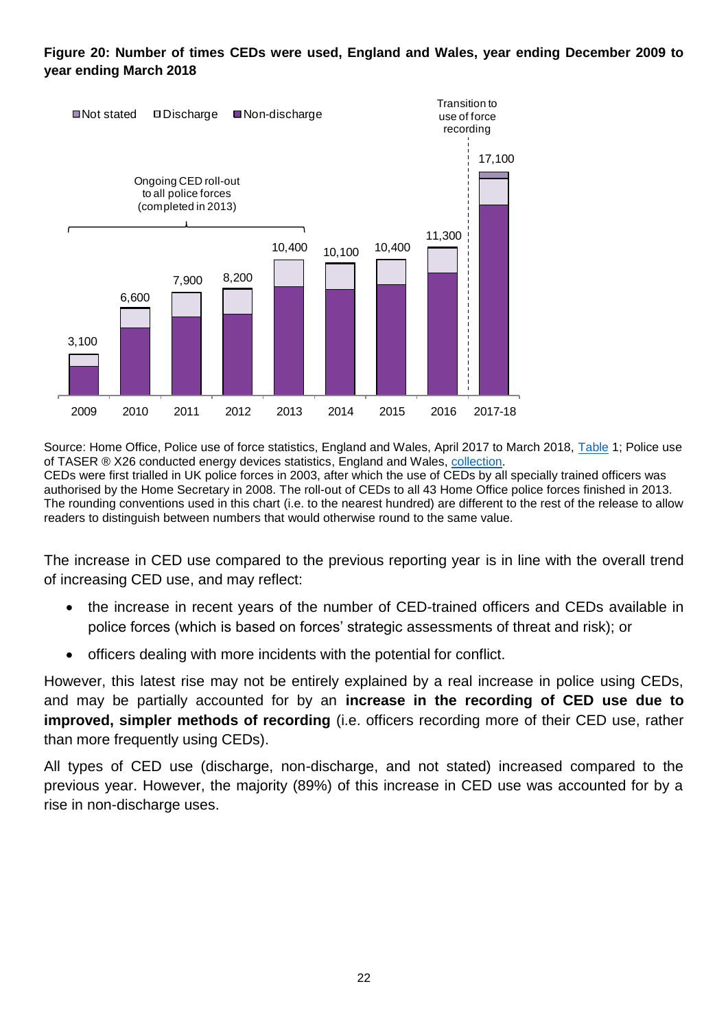**Figure 20: Number of times CEDs were used, England and Wales, year ending December 2009 to year ending March 2018**

Source: Home Office, Police use of force statistics, England and Wales, April 2017 to March 2018, Table 1; Police use of TASER ® X26 conducted energy devices statistics, England and Wales, collection.

CEDs were first trialled in UK police forces in 2003, after which the use of CEDs by all specially trained officers was authorised by the Home Secretary in 2008. The roll-out of CEDs to all 43 Home Office police forces finished in 2013. The rounding conventions used in this chart (i.e. to the nearest hundred) are different to the rest of the release to allow readers to distinguish between numbers that would otherwise round to the same value.

The increase in CED use compared to the previous reporting year is in line with the overall trend of increasing CED use, and may reflect:

- the increase in recent years of the number of CED-trained officers and CEDs available in police forces (which is based on forces' strategic assessments of threat and risk); or
- officers dealing with more incidents with the potential for conflict.

However, this latest rise may not be entirely explained by a real increase in police using CEDs, and may be partially accounted for by an **increase in the recording of CED use due to improved, simpler methods of recording** (i.e. officers recording more of their CED use, rather than more frequently using CEDs).

All types of CED use (discharge, non-discharge, and not stated) increased compared to the previous year. However, the majority (89%) of this increase in CED use was accounted for by a rise in non-discharge uses.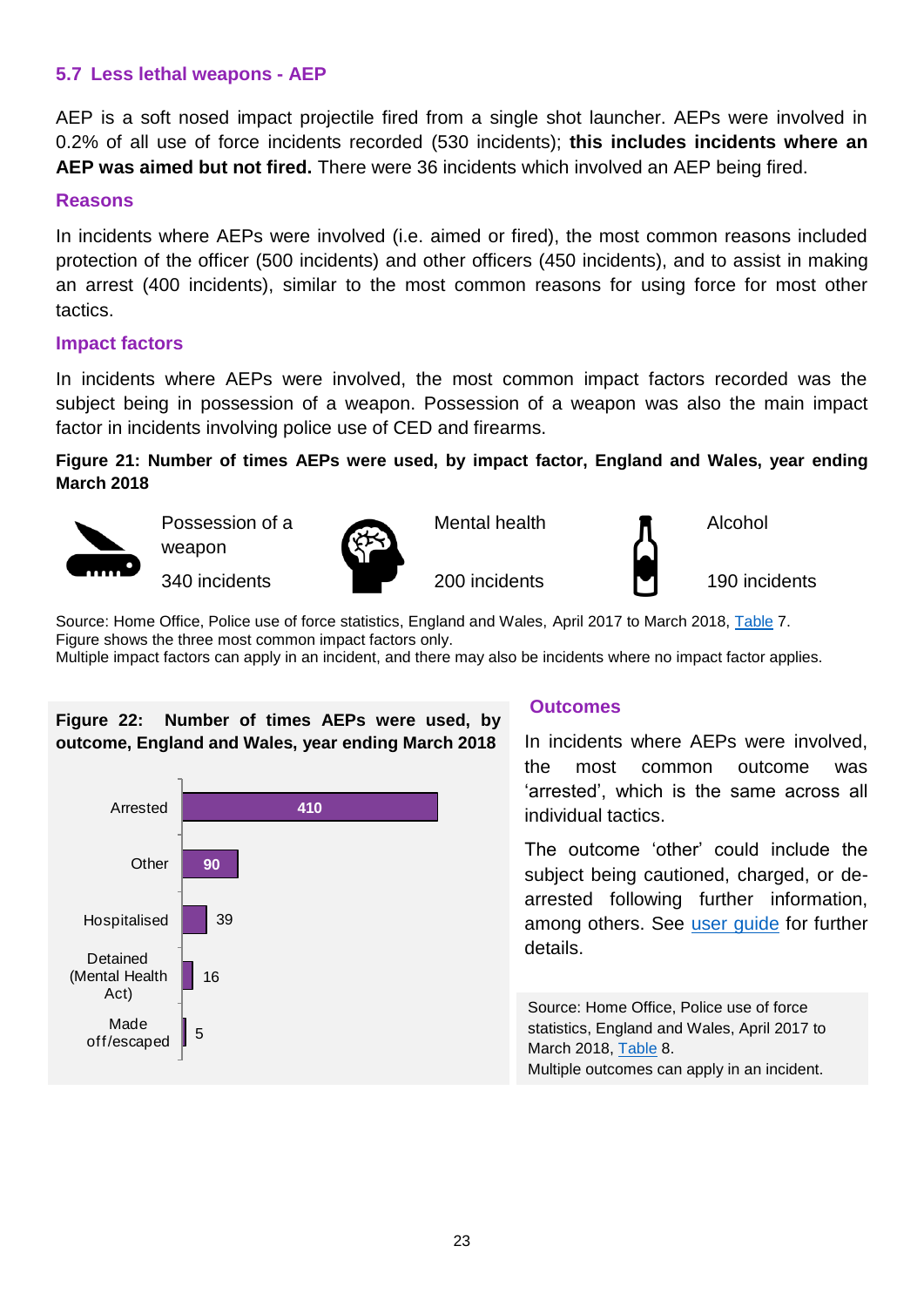### 5.7 Less lethal weapons - AEP

AEP is a soft nosed impact projectile fired from a single shot launcher. AEPs were involved in 0.2% of all use of force incidents recorded (530 incidents); **this includes incidents where an AEP was aimed but not fired.** There were 36 incidents which involved an AEP being fired.

#### Reasons

In incidents where AEPs were involved (i.e. aimed or fired), the most common reasons included protection of the officer (500 incidents) and other officers (450 incidents), and to assist in making an arrest (400 incidents), similar to the most common reasons for using force for most other tactics.

#### Impact factors

In incidents where AEPs were involved, the most common impact factors recorded was the subject being in possession of a weapon. Possession of a weapon was also the main impact factor in incidents involving police use of CED and firearms.

**Figure 21: Number of times AEPs were used, by impact factor, England and Wales, year ending March 2018**

| Impact factor | Incidents |
| --- | --- |
| Possession of a weapon | 340 incidents |
| Mental health | 200 incidents |
| Alcohol | 190 incidents |

Source: Home Office, Police use of force statistics, England and Wales, April 2017 to March 2018, Table 7.
Figure shows the three most common impact factors only.
Multiple impact factors can apply in an incident, and there may also be incidents where no impact factor applies.

**Figure 22: Number of times AEPs were used, by outcome, England and Wales, year ending March 2018**

| Outcome | Number |
| --- | --- |
| Arrested | 410 |
| Other | 90 |
| Hospitalised | 39 |
| Detained (Mental Health Act) | 16 |
| Made off/escaped | 5 |

#### Outcomes

In incidents where AEPs were involved, the most common outcome was 'arrested', which is the same across all individual tactics.

The outcome 'other' could include the subject being cautioned, charged, or de-arrested following further information, among others. See user guide for further details.

Source: Home Office, Police use of force statistics, England and Wales, April 2017 to March 2018, Table 8.
Multiple outcomes can apply in an incident.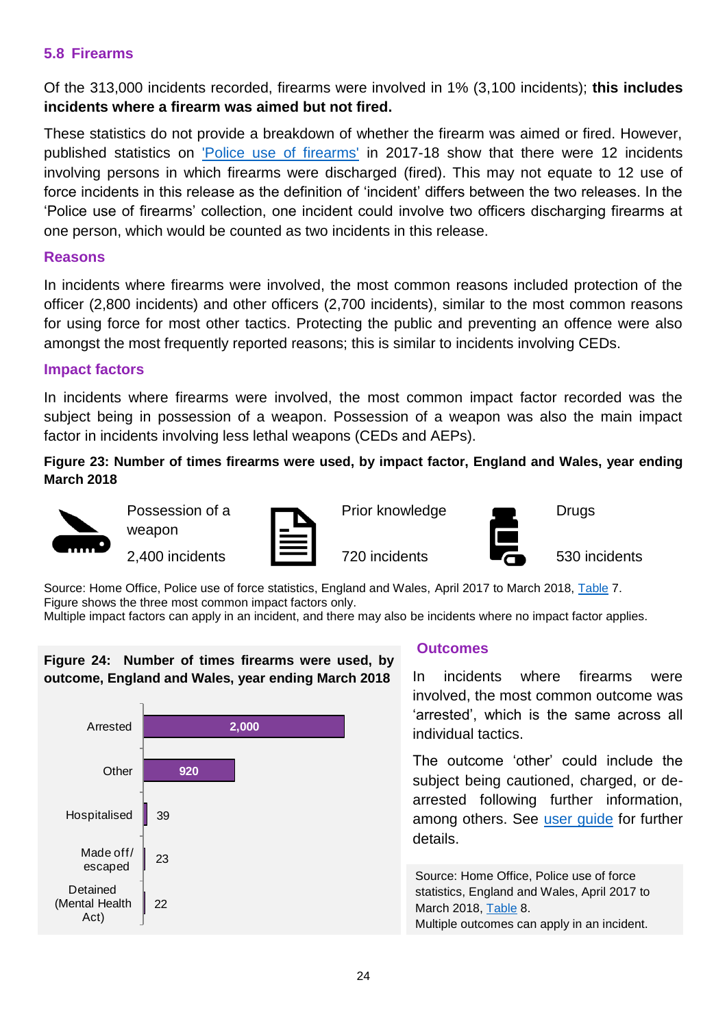## 5.8 Firearms

Of the 313,000 incidents recorded, firearms were involved in 1% (3,100 incidents); **this includes incidents where a firearm was aimed but not fired.**

These statistics do not provide a breakdown of whether the firearm was aimed or fired. However, published statistics on 'Police use of firearms' in 2017-18 show that there were 12 incidents involving persons in which firearms were discharged (fired). This may not equate to 12 use of force incidents in this release as the definition of 'incident' differs between the two releases. In the 'Police use of firearms' collection, one incident could involve two officers discharging firearms at one person, which would be counted as two incidents in this release.

### Reasons

In incidents where firearms were involved, the most common reasons included protection of the officer (2,800 incidents) and other officers (2,700 incidents), similar to the most common reasons for using force for most other tactics. Protecting the public and preventing an offence were also amongst the most frequently reported reasons; this is similar to incidents involving CEDs.

### Impact factors

In incidents where firearms were involved, the most common impact factor recorded was the subject being in possession of a weapon. Possession of a weapon was also the main impact factor in incidents involving less lethal weapons (CEDs and AEPs).

**Figure 23: Number of times firearms were used, by impact factor, England and Wales, year ending March 2018**

| Impact factor | Incidents |
|---|---|
| Possession of a weapon | 2,400 incidents |
| Prior knowledge | 720 incidents |
| Drugs | 530 incidents |

Source: Home Office, Police use of force statistics, England and Wales, April 2017 to March 2018, Table 7.
Figure shows the three most common impact factors only.
Multiple impact factors can apply in an incident, and there may also be incidents where no impact factor applies.

**Figure 24: Number of times firearms were used, by outcome, England and Wales, year ending March 2018**

| Outcome | Number |
|---|---|
| Arrested | 2,000 |
| Other | 920 |
| Hospitalised | 39 |
| Made off/ escaped | 23 |
| Detained (Mental Health Act) | 22 |

### Outcomes

In incidents where firearms were involved, the most common outcome was 'arrested', which is the same across all individual tactics.

The outcome 'other' could include the subject being cautioned, charged, or de-arrested following further information, among others. See user guide for further details.

Source: Home Office, Police use of force statistics, England and Wales, April 2017 to March 2018, Table 8.
Multiple outcomes can apply in an incident.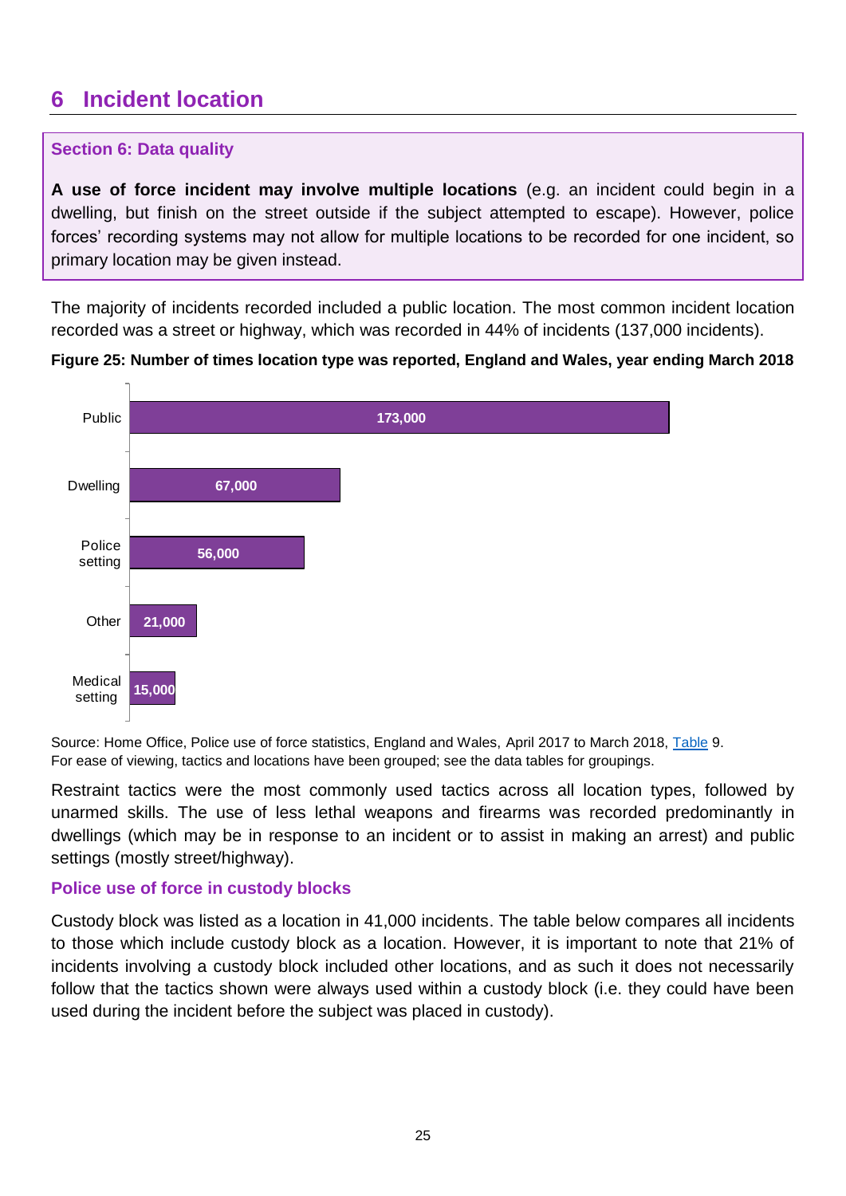# 6 Incident location

**Section 6: Data quality**

**A use of force incident may involve multiple locations** (e.g. an incident could begin in a dwelling, but finish on the street outside if the subject attempted to escape). However, police forces' recording systems may not allow for multiple locations to be recorded for one incident, so primary location may be given instead.

The majority of incidents recorded included a public location. The most common incident location recorded was a street or highway, which was recorded in 44% of incidents (137,000 incidents).

**Figure 25: Number of times location type was reported, England and Wales, year ending March 2018**

| Location | Number |
|---|---|
| Public | 173,000 |
| Dwelling | 67,000 |
| Police setting | 56,000 |
| Other | 21,000 |
| Medical setting | 15,000 |

Source: Home Office, Police use of force statistics, England and Wales, April 2017 to March 2018, Table 9.
For ease of viewing, tactics and locations have been grouped; see the data tables for groupings.

Restraint tactics were the most commonly used tactics across all location types, followed by unarmed skills. The use of less lethal weapons and firearms was recorded predominantly in dwellings (which may be in response to an incident or to assist in making an arrest) and public settings (mostly street/highway).

### Police use of force in custody blocks

Custody block was listed as a location in 41,000 incidents. The table below compares all incidents to those which include custody block as a location. However, it is important to note that 21% of incidents involving a custody block included other locations, and as such it does not necessarily follow that the tactics shown were always used within a custody block (i.e. they could have been used during the incident before the subject was placed in custody).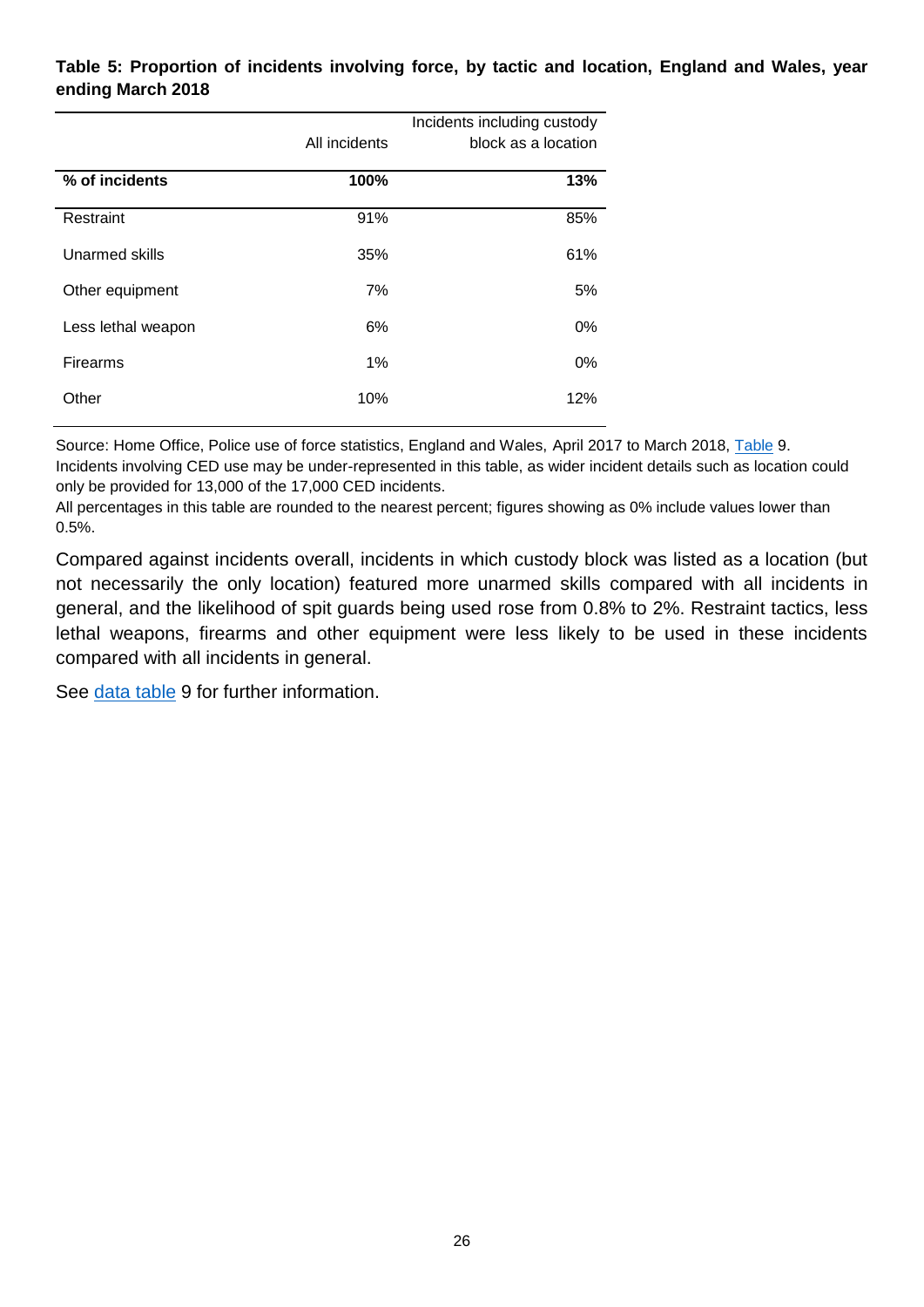**Table 5: Proportion of incidents involving force, by tactic and location, England and Wales, year ending March 2018**

| | All incidents | Incidents including custody block as a location |
|---|---|---|
| **% of incidents** | **100%** | **13%** |
| Restraint | 91% | 85% |
| Unarmed skills | 35% | 61% |
| Other equipment | 7% | 5% |
| Less lethal weapon | 6% | 0% |
| Firearms | 1% | 0% |
| Other | 10% | 12% |

Source: Home Office, Police use of force statistics, England and Wales, April 2017 to March 2018, Table 9.
Incidents involving CED use may be under-represented in this table, as wider incident details such as location could only be provided for 13,000 of the 17,000 CED incidents.
All percentages in this table are rounded to the nearest percent; figures showing as 0% include values lower than 0.5%.

Compared against incidents overall, incidents in which custody block was listed as a location (but not necessarily the only location) featured more unarmed skills compared with all incidents in general, and the likelihood of spit guards being used rose from 0.8% to 2%. Restraint tactics, less lethal weapons, firearms and other equipment were less likely to be used in these incidents compared with all incidents in general.

See data table 9 for further information.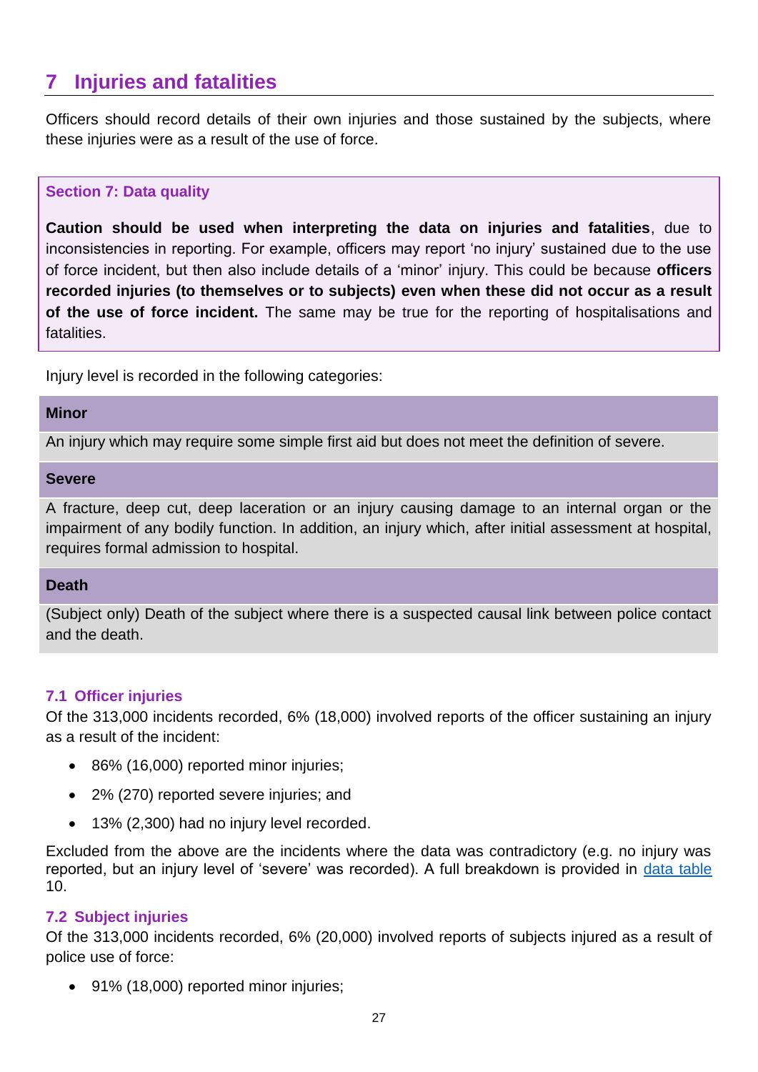## 7 Injuries and fatalities

Officers should record details of their own injuries and those sustained by the subjects, where these injuries were as a result of the use of force.

> **Section 7: Data quality**
>
> **Caution should be used when interpreting the data on injuries and fatalities**, due to inconsistencies in reporting. For example, officers may report 'no injury' sustained due to the use of force incident, but then also include details of a 'minor' injury. This could be because **officers recorded injuries (to themselves or to subjects) even when these did not occur as a result of the use of force incident.** The same may be true for the reporting of hospitalisations and fatalities.

Injury level is recorded in the following categories:

| **Minor** |
| --- |
| An injury which may require some simple first aid but does not meet the definition of severe. |
| **Severe** |
| A fracture, deep cut, deep laceration or an injury causing damage to an internal organ or the impairment of any bodily function. In addition, an injury which, after initial assessment at hospital, requires formal admission to hospital. |
| **Death** |
| (Subject only) Death of the subject where there is a suspected causal link between police contact and the death. |

### 7.1 Officer injuries

Of the 313,000 incidents recorded, 6% (18,000) involved reports of the officer sustaining an injury as a result of the incident:

- 86% (16,000) reported minor injuries;
- 2% (270) reported severe injuries; and
- 13% (2,300) had no injury level recorded.

Excluded from the above are the incidents where the data was contradictory (e.g. no injury was reported, but an injury level of 'severe' was recorded). A full breakdown is provided in data table 10.

### 7.2 Subject injuries

Of the 313,000 incidents recorded, 6% (20,000) involved reports of subjects injured as a result of police use of force:

- 91% (18,000) reported minor injuries;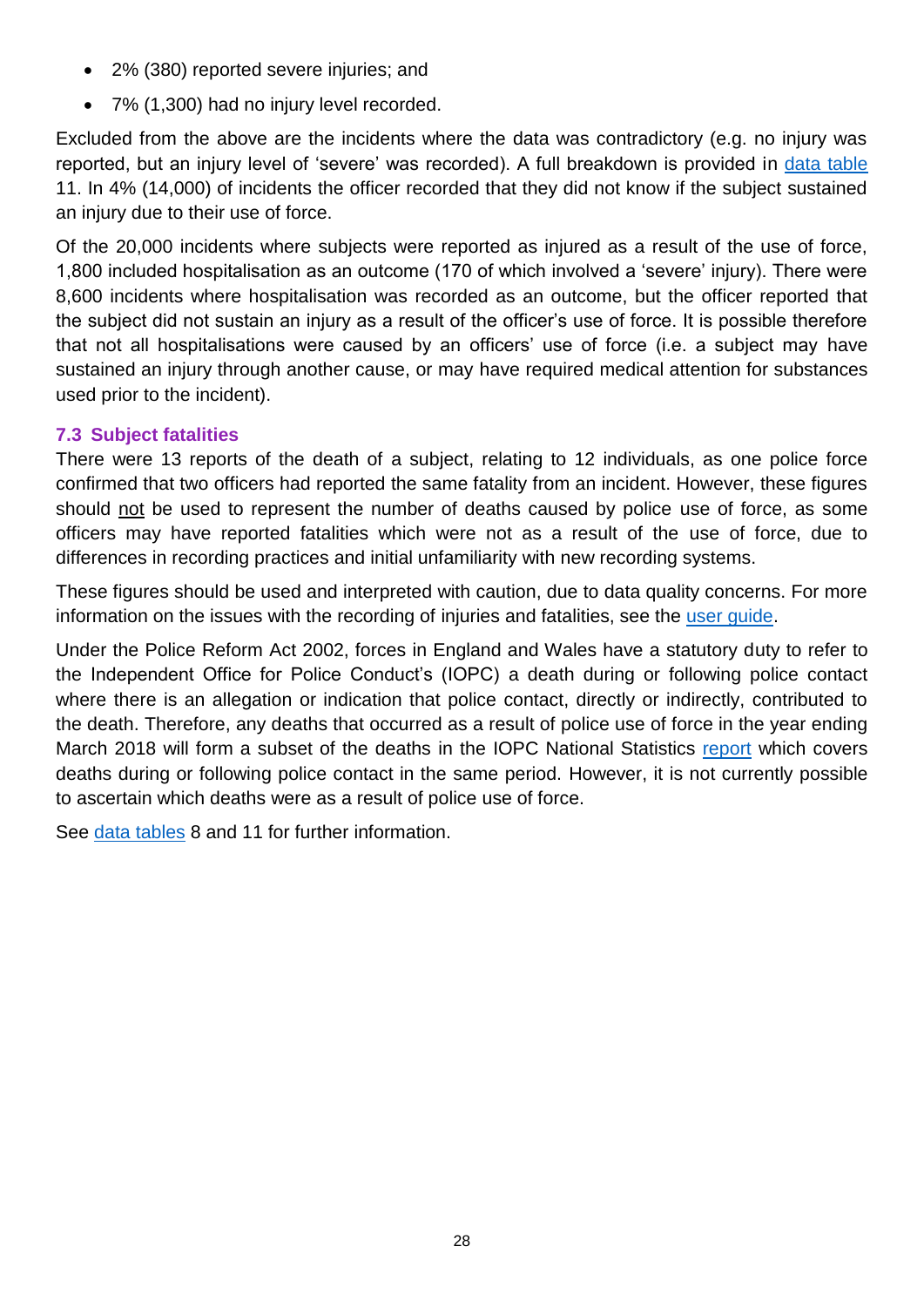- 2% (380) reported severe injuries; and
- 7% (1,300) had no injury level recorded.

Excluded from the above are the incidents where the data was contradictory (e.g. no injury was reported, but an injury level of 'severe' was recorded). A full breakdown is provided in data table 11. In 4% (14,000) of incidents the officer recorded that they did not know if the subject sustained an injury due to their use of force.

Of the 20,000 incidents where subjects were reported as injured as a result of the use of force, 1,800 included hospitalisation as an outcome (170 of which involved a 'severe' injury). There were 8,600 incidents where hospitalisation was recorded as an outcome, but the officer reported that the subject did not sustain an injury as a result of the officer's use of force. It is possible therefore that not all hospitalisations were caused by an officers' use of force (i.e. a subject may have sustained an injury through another cause, or may have required medical attention for substances used prior to the incident).

### 7.3 Subject fatalities

There were 13 reports of the death of a subject, relating to 12 individuals, as one police force confirmed that two officers had reported the same fatality from an incident. However, these figures should not be used to represent the number of deaths caused by police use of force, as some officers may have reported fatalities which were not as a result of the use of force, due to differences in recording practices and initial unfamiliarity with new recording systems.

These figures should be used and interpreted with caution, due to data quality concerns. For more information on the issues with the recording of injuries and fatalities, see the user guide.

Under the Police Reform Act 2002, forces in England and Wales have a statutory duty to refer to the Independent Office for Police Conduct's (IOPC) a death during or following police contact where there is an allegation or indication that police contact, directly or indirectly, contributed to the death. Therefore, any deaths that occurred as a result of police use of force in the year ending March 2018 will form a subset of the deaths in the IOPC National Statistics report which covers deaths during or following police contact in the same period. However, it is not currently possible to ascertain which deaths were as a result of police use of force.

See data tables 8 and 11 for further information.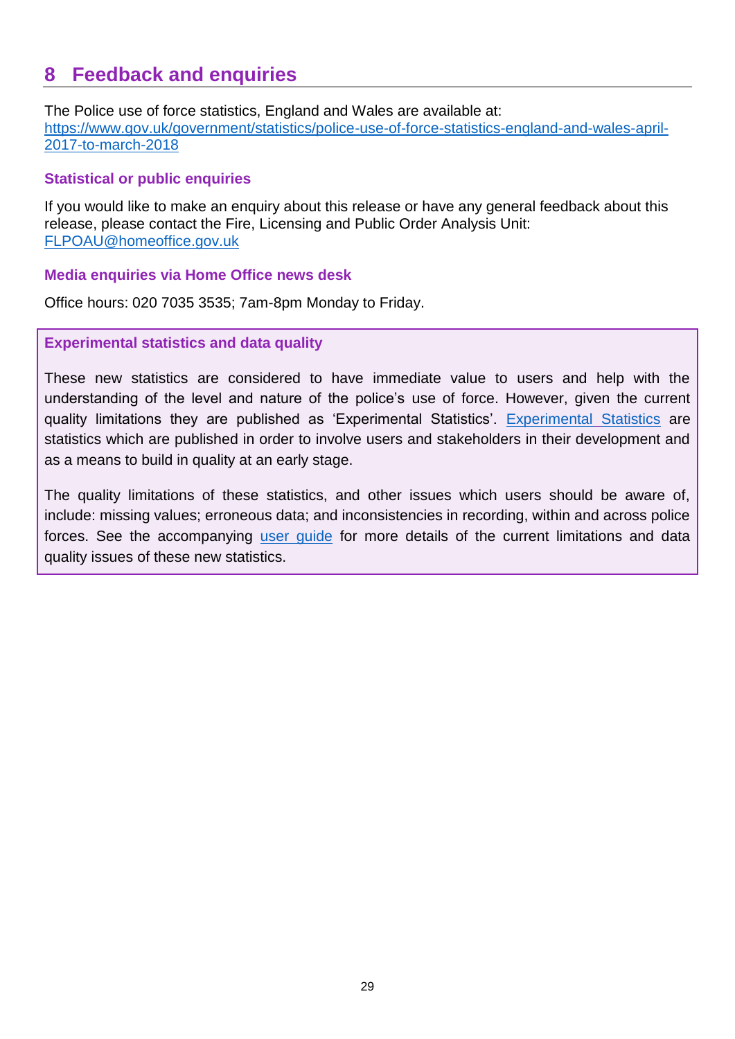## 8 Feedback and enquiries

The Police use of force statistics, England and Wales are available at:
[https://www.gov.uk/government/statistics/police-use-of-force-statistics-england-and-wales-april-2017-to-march-2018](https://www.gov.uk/government/statistics/police-use-of-force-statistics-england-and-wales-april-2017-to-march-2018)

### Statistical or public enquiries

If you would like to make an enquiry about this release or have any general feedback about this release, please contact the Fire, Licensing and Public Order Analysis Unit: [FLPOAU@homeoffice.gov.uk](mailto:FLPOAU@homeoffice.gov.uk)

### Media enquiries via Home Office news desk

Office hours: 020 7035 3535; 7am-8pm Monday to Friday.

### Experimental statistics and data quality

These new statistics are considered to have immediate value to users and help with the understanding of the level and nature of the police's use of force. However, given the current quality limitations they are published as 'Experimental Statistics'. Experimental Statistics are statistics which are published in order to involve users and stakeholders in their development and as a means to build in quality at an early stage.

The quality limitations of these statistics, and other issues which users should be aware of, include: missing values; erroneous data; and inconsistencies in recording, within and across police forces. See the accompanying user guide for more details of the current limitations and data quality issues of these new statistics.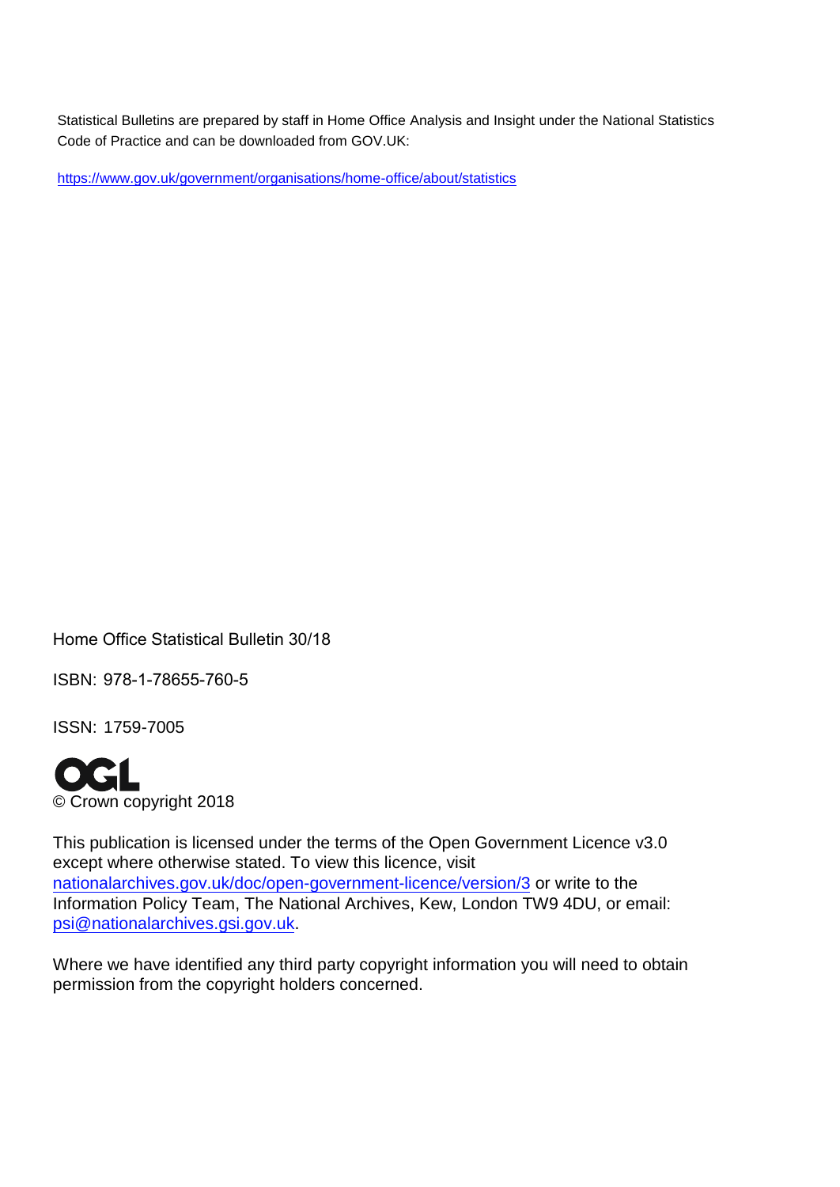Statistical Bulletins are prepared by staff in Home Office Analysis and Insight under the National Statistics Code of Practice and can be downloaded from GOV.UK:

https://www.gov.uk/government/organisations/home-office/about/statistics

Home Office Statistical Bulletin 30/18

ISBN: 978-1-78655-760-5

ISSN: 1759-7005

OGL

© Crown copyright 2018

This publication is licensed under the terms of the Open Government Licence v3.0 except where otherwise stated. To view this licence, visit nationalarchives.gov.uk/doc/open-government-licence/version/3 or write to the Information Policy Team, The National Archives, Kew, London TW9 4DU, or email: psi@nationalarchives.gsi.gov.uk.

Where we have identified any third party copyright information you will need to obtain permission from the copyright holders concerned.